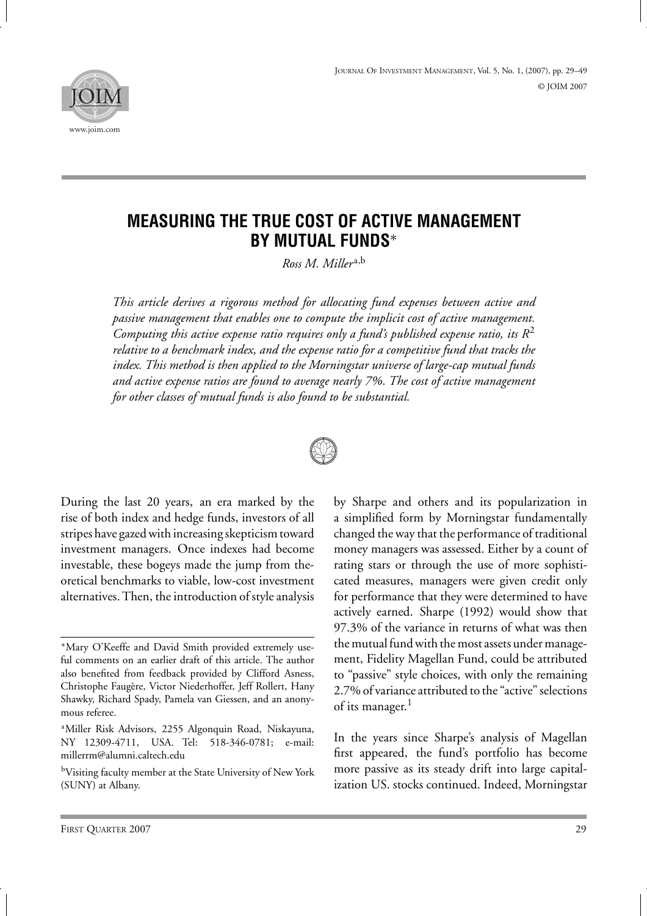# MEASURING THE TRUE COST OF ACTIVE MANAGEMENT BY MUTUAL FUNDS*

*Ross M. Miller*[a,b]

*This article derives a rigorous method for allocating fund expenses between active and passive management that enables one to compute the implicit cost of active management. Computing this active expense ratio requires only a fund's published expense ratio, its $R^2$ relative to a benchmark index, and the expense ratio for a competitive fund that tracks the index. This method is then applied to the Morningstar universe of large-cap mutual funds and active expense ratios are found to average nearly 7%. The cost of active management for other classes of mutual funds is also found to be substantial.*

During the last 20 years, an era marked by the rise of both index and hedge funds, investors of all stripes have gazed with increasing skepticism toward investment managers. Once indexes had become investable, these bogeys made the jump from theoretical benchmarks to viable, low-cost investment alternatives. Then, the introduction of style analysis by Sharpe and others and its popularization in a simplified form by Morningstar fundamentally changed the way that the performance of traditional money managers was assessed. Either by a count of rating stars or through the use of more sophisticated measures, managers were given credit only for performance that they were determined to have actively earned. Sharpe (1992) would show that 97.3% of the variance in returns of what was then the mutual fund with the most assets under management, Fidelity Magellan Fund, could be attributed to "passive" style choices, with only the remaining 2.7% of variance attributed to the "active" selections of its manager.[1]

In the years since Sharpe's analysis of Magellan first appeared, the fund's portfolio has become more passive as its steady drift into large capitalization US. stocks continued. Indeed, Morningstar

*Mary O'Keeffe and David Smith provided extremely useful comments on an earlier draft of this article. The author also benefited from feedback provided by Clifford Asness, Christophe Faugère, Victor Niederhoffer, Jeff Rollert, Hany Shawky, Richard Spady, Pamela van Giessen, and an anonymous referee.

[a]Miller Risk Advisors, 2255 Algonquin Road, Niskayuna, NY 12309-4711, USA. Tel: 518-346-0781; e-mail: millerrm@alumni.caltech.edu

[b]Visiting faculty member at the State University of New York (SUNY) at Albany.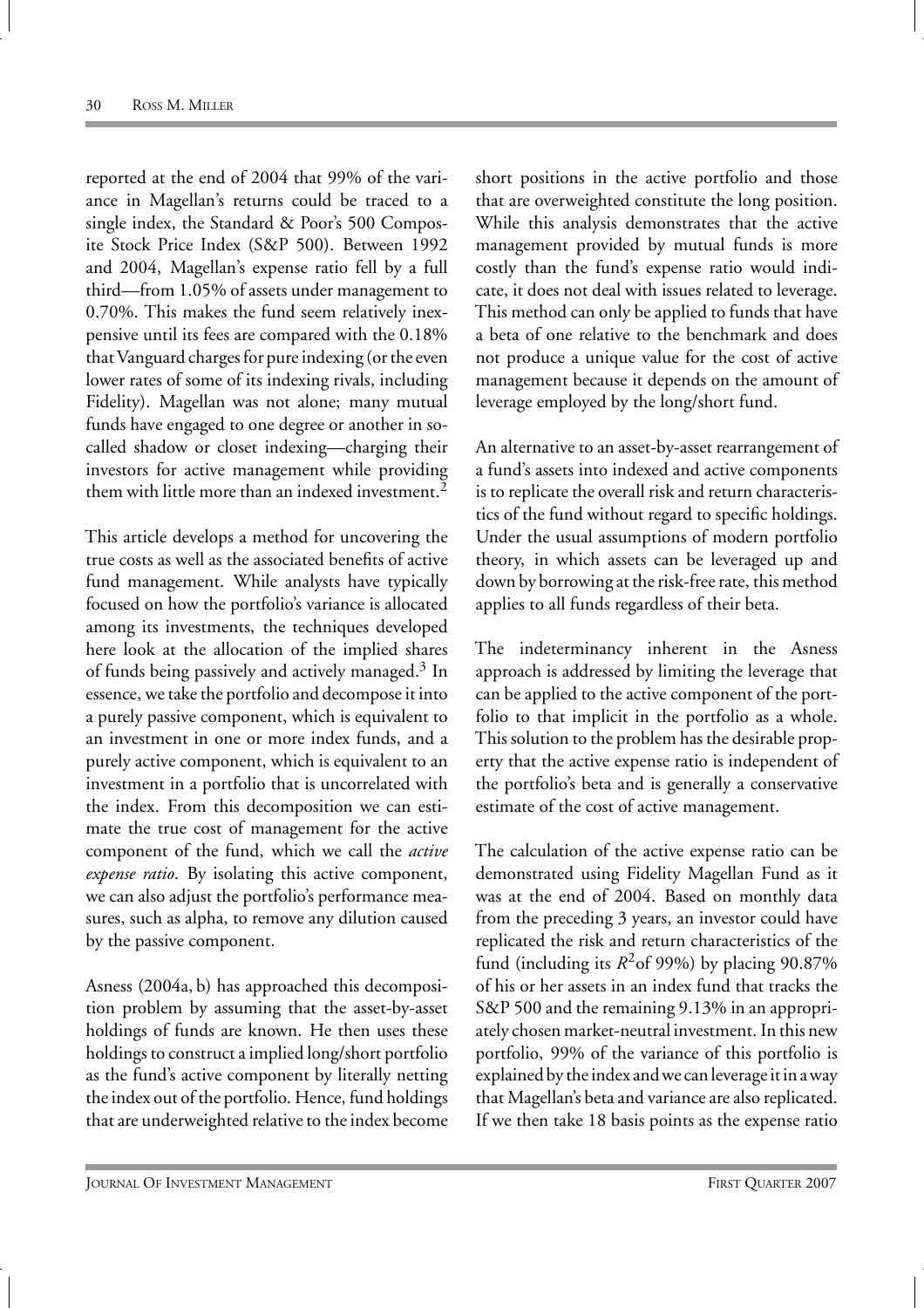reported at the end of 2004 that 99% of the variance in Magellan's returns could be traced to a single index, the Standard & Poor's 500 Composite Stock Price Index (S&P 500). Between 1992 and 2004, Magellan's expense ratio fell by a full third—from 1.05% of assets under management to 0.70%. This makes the fund seem relatively inexpensive until its fees are compared with the 0.18% that Vanguard charges for pure indexing (or the even lower rates of some of its indexing rivals, including Fidelity). Magellan was not alone; many mutual funds have engaged to one degree or another in so-called shadow or closet indexing—charging their investors for active management while providing them with little more than an indexed investment.[2]

This article develops a method for uncovering the true costs as well as the associated benefits of active fund management. While analysts have typically focused on how the portfolio's variance is allocated among its investments, the techniques developed here look at the allocation of the implied shares of funds being passively and actively managed.[3] In essence, we take the portfolio and decompose it into a purely passive component, which is equivalent to an investment in one or more index funds, and a purely active component, which is equivalent to an investment in a portfolio that is uncorrelated with the index. From this decomposition we can estimate the true cost of management for the active component of the fund, which we call the *active expense ratio*. By isolating this active component, we can also adjust the portfolio's performance measures, such as alpha, to remove any dilution caused by the passive component.

Asness (2004a, b) has approached this decomposition problem by assuming that the asset-by-asset holdings of funds are known. He then uses these holdings to construct a implied long/short portfolio as the fund's active component by literally netting the index out of the portfolio. Hence, fund holdings that are underweighted relative to the index become short positions in the active portfolio and those that are overweighted constitute the long position. While this analysis demonstrates that the active management provided by mutual funds is more costly than the fund's expense ratio would indicate, it does not deal with issues related to leverage. This method can only be applied to funds that have a beta of one relative to the benchmark and does not produce a unique value for the cost of active management because it depends on the amount of leverage employed by the long/short fund.

An alternative to an asset-by-asset rearrangement of a fund's assets into indexed and active components is to replicate the overall risk and return characteristics of the fund without regard to specific holdings. Under the usual assumptions of modern portfolio theory, in which assets can be leveraged up and down by borrowing at the risk-free rate, this method applies to all funds regardless of their beta.

The indeterminancy inherent in the Asness approach is addressed by limiting the leverage that can be applied to the active component of the portfolio to that implicit in the portfolio as a whole. This solution to the problem has the desirable property that the active expense ratio is independent of the portfolio's beta and is generally a conservative estimate of the cost of active management.

The calculation of the active expense ratio can be demonstrated using Fidelity Magellan Fund as it was at the end of 2004. Based on monthly data from the preceding 3 years, an investor could have replicated the risk and return characteristics of the fund (including its $R^2$ of 99%) by placing 90.87% of his or her assets in an index fund that tracks the S&P 500 and the remaining 9.13% in an appropriately chosen market-neutral investment. In this new portfolio, 99% of the variance of this portfolio is explained by the index and we can leverage it in a way that Magellan's beta and variance are also replicated. If we then take 18 basis points as the expense ratio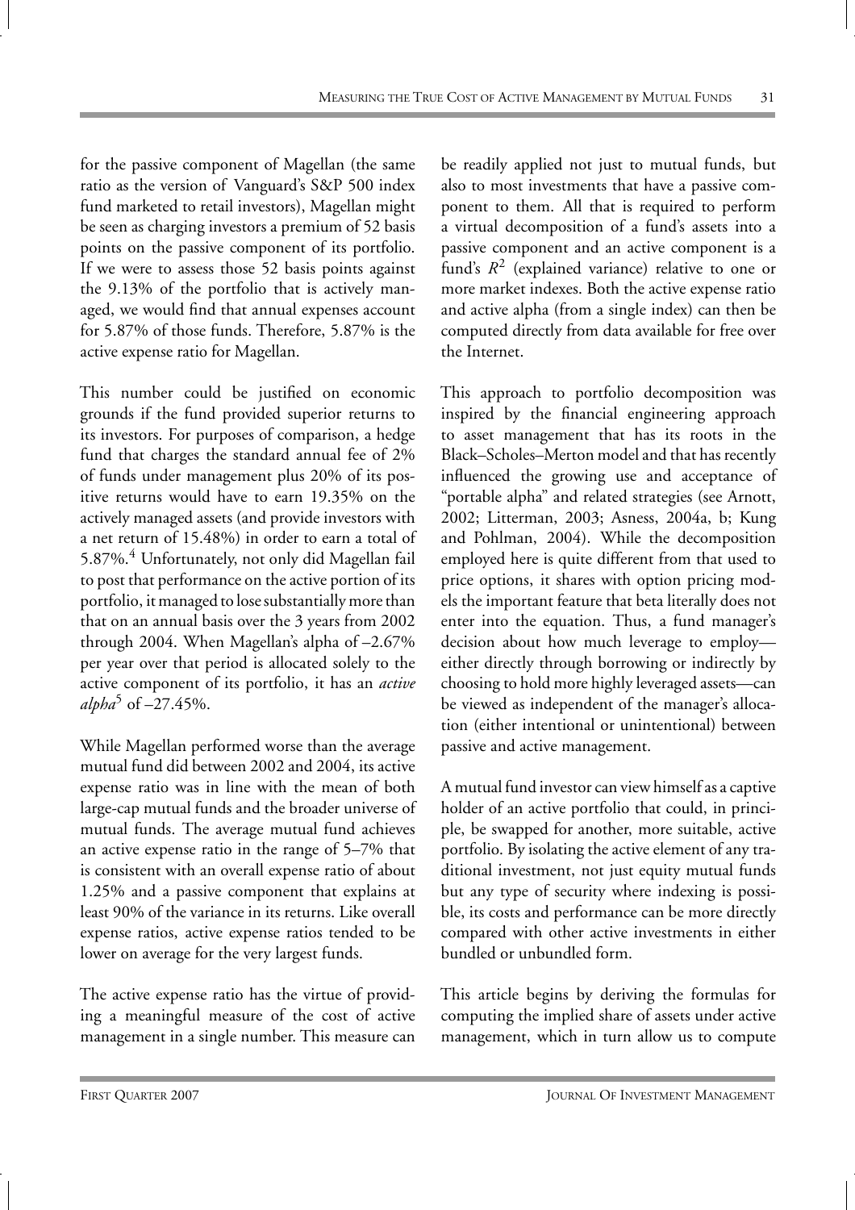for the passive component of Magellan (the same ratio as the version of Vanguard's S&P 500 index fund marketed to retail investors), Magellan might be seen as charging investors a premium of 52 basis points on the passive component of its portfolio. If we were to assess those 52 basis points against the 9.13% of the portfolio that is actively managed, we would find that annual expenses account for 5.87% of those funds. Therefore, 5.87% is the active expense ratio for Magellan.

This number could be justified on economic grounds if the fund provided superior returns to its investors. For purposes of comparison, a hedge fund that charges the standard annual fee of 2% of funds under management plus 20% of its positive returns would have to earn 19.35% on the actively managed assets (and provide investors with a net return of 15.48%) in order to earn a total of 5.87%.[4] Unfortunately, not only did Magellan fail to post that performance on the active portion of its portfolio, it managed to lose substantially more than that on an annual basis over the 3 years from 2002 through 2004. When Magellan's alpha of –2.67% per year over that period is allocated solely to the active component of its portfolio, it has an *active alpha*[5] of –27.45%.

While Magellan performed worse than the average mutual fund did between 2002 and 2004, its active expense ratio was in line with the mean of both large-cap mutual funds and the broader universe of mutual funds. The average mutual fund achieves an active expense ratio in the range of 5–7% that is consistent with an overall expense ratio of about 1.25% and a passive component that explains at least 90% of the variance in its returns. Like overall expense ratios, active expense ratios tended to be lower on average for the very largest funds.

The active expense ratio has the virtue of providing a meaningful measure of the cost of active management in a single number. This measure can be readily applied not just to mutual funds, but also to most investments that have a passive component to them. All that is required to perform a virtual decomposition of a fund's assets into a passive component and an active component is a fund's $R^2$ (explained variance) relative to one or more market indexes. Both the active expense ratio and active alpha (from a single index) can then be computed directly from data available for free over the Internet.

This approach to portfolio decomposition was inspired by the financial engineering approach to asset management that has its roots in the Black–Scholes–Merton model and that has recently influenced the growing use and acceptance of "portable alpha" and related strategies (see Arnott, 2002; Litterman, 2003; Asness, 2004a, b; Kung and Pohlman, 2004). While the decomposition employed here is quite different from that used to price options, it shares with option pricing models the important feature that beta literally does not enter into the equation. Thus, a fund manager's decision about how much leverage to employ—either directly through borrowing or indirectly by choosing to hold more highly leveraged assets—can be viewed as independent of the manager's allocation (either intentional or unintentional) between passive and active management.

A mutual fund investor can view himself as a captive holder of an active portfolio that could, in principle, be swapped for another, more suitable, active portfolio. By isolating the active element of any traditional investment, not just equity mutual funds but any type of security where indexing is possible, its costs and performance can be more directly compared with other active investments in either bundled or unbundled form.

This article begins by deriving the formulas for computing the implied share of assets under active management, which in turn allow us to compute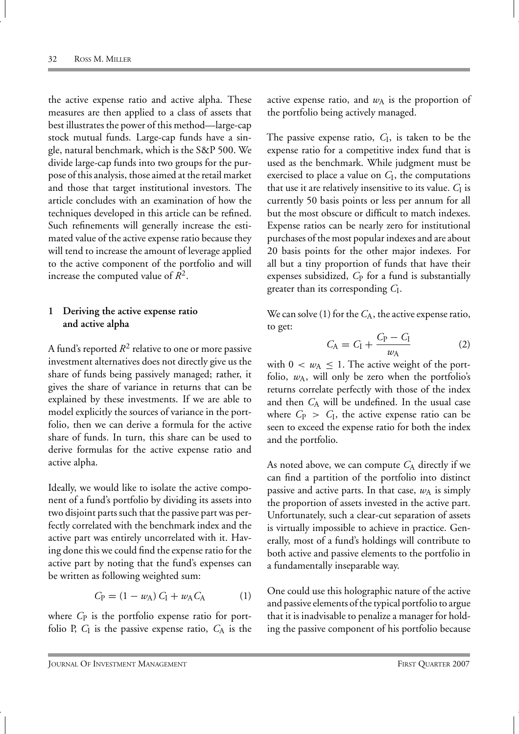the active expense ratio and active alpha. These measures are then applied to a class of assets that best illustrates the power of this method—large-cap stock mutual funds. Large-cap funds have a single, natural benchmark, which is the S&P 500. We divide large-cap funds into two groups for the purpose of this analysis, those aimed at the retail market and those that target institutional investors. The article concludes with an examination of how the techniques developed in this article can be refined. Such refinements will generally increase the estimated value of the active expense ratio because they will tend to increase the amount of leverage applied to the active component of the portfolio and will increase the computed value of $R^2$.

## 1 Deriving the active expense ratio and active alpha

A fund's reported $R^2$ relative to one or more passive investment alternatives does not directly give us the share of funds being passively managed; rather, it gives the share of variance in returns that can be explained by these investments. If we are able to model explicitly the sources of variance in the portfolio, then we can derive a formula for the active share of funds. In turn, this share can be used to derive formulas for the active expense ratio and active alpha.

Ideally, we would like to isolate the active component of a fund's portfolio by dividing its assets into two disjoint parts such that the passive part was perfectly correlated with the benchmark index and the active part was entirely uncorrelated with it. Having done this we could find the expense ratio for the active part by noting that the fund's expenses can be written as following weighted sum:

$$C_P = (1 - w_A)\, C_I + w_A C_A \tag{1}$$

where $C_P$ is the portfolio expense ratio for portfolio P, $C_I$ is the passive expense ratio, $C_A$ is the active expense ratio, and $w_A$ is the proportion of the portfolio being actively managed.

The passive expense ratio, $C_I$, is taken to be the expense ratio for a competitive index fund that is used as the benchmark. While judgment must be exercised to place a value on $C_I$, the computations that use it are relatively insensitive to its value. $C_I$ is currently 50 basis points or less per annum for all but the most obscure or difficult to match indexes. Expense ratios can be nearly zero for institutional purchases of the most popular indexes and are about 20 basis points for the other major indexes. For all but a tiny proportion of funds that have their expenses subsidized, $C_P$ for a fund is substantially greater than its corresponding $C_I$.

We can solve (1) for the $C_A$, the active expense ratio, to get:

$$C_A = C_I + \frac{C_P - C_I}{w_A} \tag{2}$$

with $0 < w_A \leq 1$. The active weight of the portfolio, $w_A$, will only be zero when the portfolio's returns correlate perfectly with those of the index and then $C_A$ will be undefined. In the usual case where $C_P > C_I$, the active expense ratio can be seen to exceed the expense ratio for both the index and the portfolio.

As noted above, we can compute $C_A$ directly if we can find a partition of the portfolio into distinct passive and active parts. In that case, $w_A$ is simply the proportion of assets invested in the active part. Unfortunately, such a clear-cut separation of assets is virtually impossible to achieve in practice. Generally, most of a fund's holdings will contribute to both active and passive elements to the portfolio in a fundamentally inseparable way.

One could use this holographic nature of the active and passive elements of the typical portfolio to argue that it is inadvisable to penalize a manager for holding the passive component of his portfolio because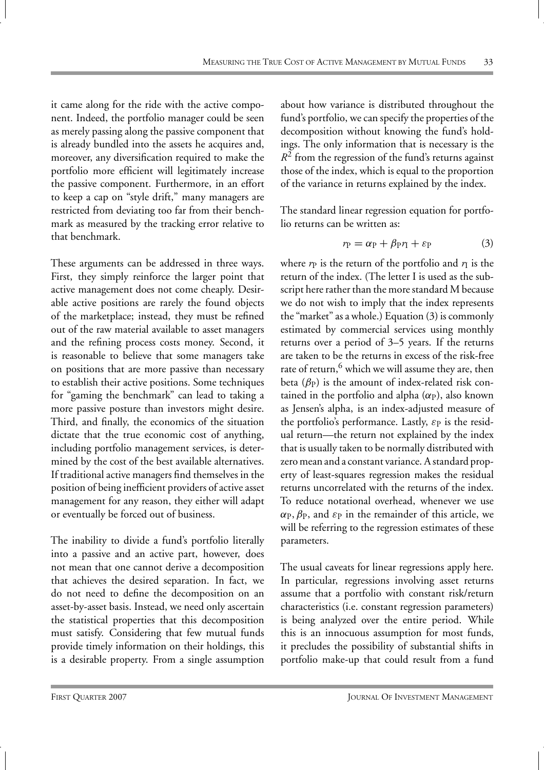it came along for the ride with the active component. Indeed, the portfolio manager could be seen as merely passing along the passive component that is already bundled into the assets he acquires and, moreover, any diversification required to make the portfolio more efficient will legitimately increase the passive component. Furthermore, in an effort to keep a cap on "style drift," many managers are restricted from deviating too far from their benchmark as measured by the tracking error relative to that benchmark.

These arguments can be addressed in three ways. First, they simply reinforce the larger point that active management does not come cheaply. Desirable active positions are rarely the found objects of the marketplace; instead, they must be refined out of the raw material available to asset managers and the refining process costs money. Second, it is reasonable to believe that some managers take on positions that are more passive than necessary to establish their active positions. Some techniques for "gaming the benchmark" can lead to taking a more passive posture than investors might desire. Third, and finally, the economics of the situation dictate that the true economic cost of anything, including portfolio management services, is determined by the cost of the best available alternatives. If traditional active managers find themselves in the position of being inefficient providers of active asset management for any reason, they either will adapt or eventually be forced out of business.

The inability to divide a fund's portfolio literally into a passive and an active part, however, does not mean that one cannot derive a decomposition that achieves the desired separation. In fact, we do not need to define the decomposition on an asset-by-asset basis. Instead, we need only ascertain the statistical properties that this decomposition must satisfy. Considering that few mutual funds provide timely information on their holdings, this is a desirable property. From a single assumption about how variance is distributed throughout the fund's portfolio, we can specify the properties of the decomposition without knowing the fund's holdings. The only information that is necessary is the $R^2$ from the regression of the fund's returns against those of the index, which is equal to the proportion of the variance in returns explained by the index.

The standard linear regression equation for portfolio returns can be written as:

$$r_P = \alpha_P + \beta_P r_I + \varepsilon_P \tag{3}$$

where $r_P$ is the return of the portfolio and $r_I$ is the return of the index. (The letter I is used as the subscript here rather than the more standard M because we do not wish to imply that the index represents the "market" as a whole.) Equation (3) is commonly estimated by commercial services using monthly returns over a period of 3–5 years. If the returns are taken to be the returns in excess of the risk-free rate of return,[6] which we will assume they are, then beta ($\beta_P$) is the amount of index-related risk contained in the portfolio and alpha ($\alpha_P$), also known as Jensen's alpha, is an index-adjusted measure of the portfolio's performance. Lastly, $\varepsilon_P$ is the residual return—the return not explained by the index that is usually taken to be normally distributed with zero mean and a constant variance. A standard property of least-squares regression makes the residual returns uncorrelated with the returns of the index. To reduce notational overhead, whenever we use $\alpha_P$, $\beta_P$, and $\varepsilon_P$ in the remainder of this article, we will be referring to the regression estimates of these parameters.

The usual caveats for linear regressions apply here. In particular, regressions involving asset returns assume that a portfolio with constant risk/return characteristics (i.e. constant regression parameters) is being analyzed over the entire period. While this is an innocuous assumption for most funds, it precludes the possibility of substantial shifts in portfolio make-up that could result from a fund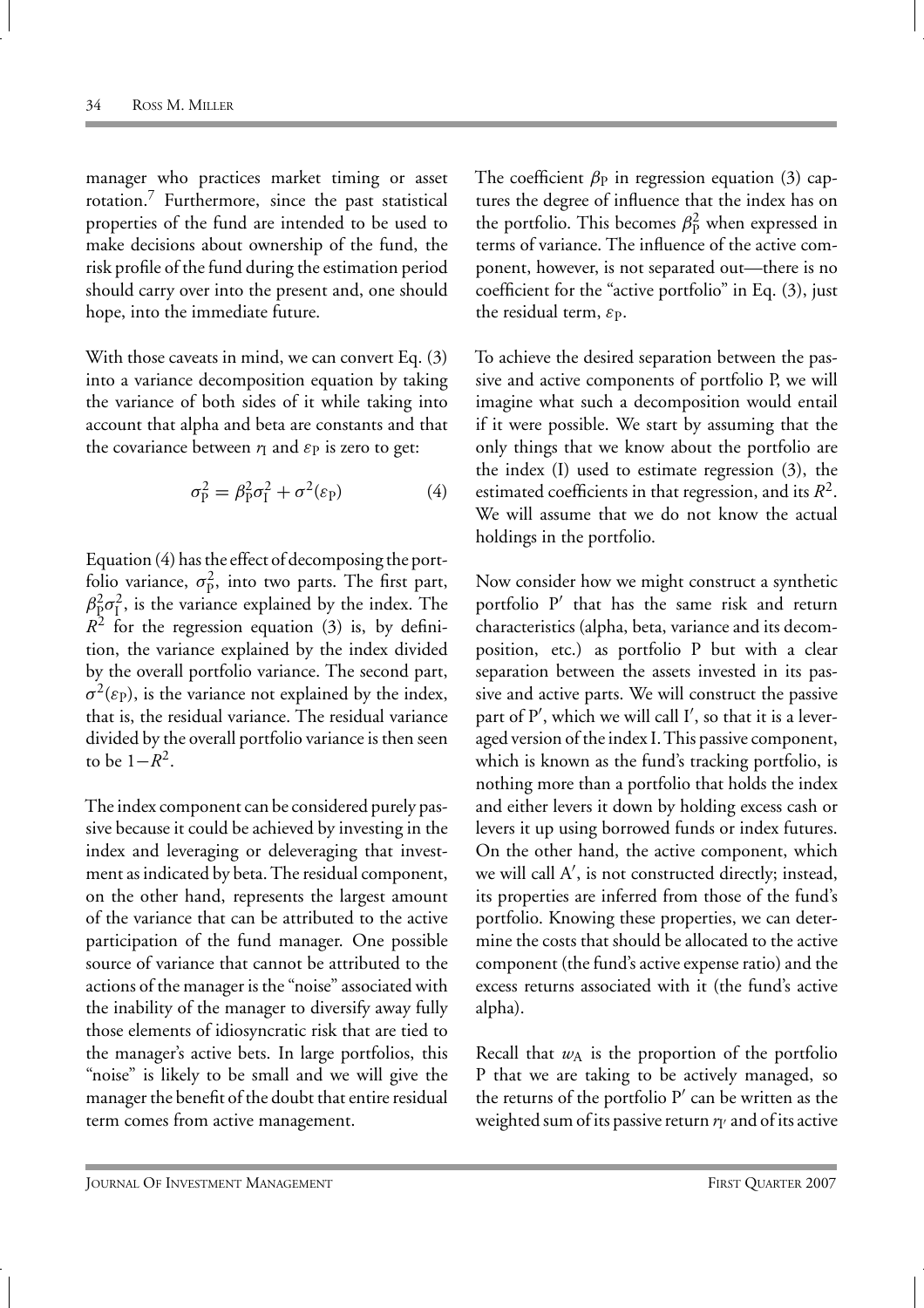manager who practices market timing or asset rotation.[7] Furthermore, since the past statistical properties of the fund are intended to be used to make decisions about ownership of the fund, the risk profile of the fund during the estimation period should carry over into the present and, one should hope, into the immediate future.

With those caveats in mind, we can convert Eq. (3) into a variance decomposition equation by taking the variance of both sides of it while taking into account that alpha and beta are constants and that the covariance between $r_I$ and $\varepsilon_P$ is zero to get:

$$\sigma_P^2 = \beta_P^2 \sigma_I^2 + \sigma^2(\varepsilon_P) \quad (4)$$

Equation (4) has the effect of decomposing the portfolio variance, $\sigma_P^2$, into two parts. The first part, $\beta_P^2 \sigma_I^2$, is the variance explained by the index. The $R^2$ for the regression equation (3) is, by definition, the variance explained by the index divided by the overall portfolio variance. The second part, $\sigma^2(\varepsilon_P)$, is the variance not explained by the index, that is, the residual variance. The residual variance divided by the overall portfolio variance is then seen to be $1-R^2$.

The index component can be considered purely passive because it could be achieved by investing in the index and leveraging or deleveraging that investment as indicated by beta. The residual component, on the other hand, represents the largest amount of the variance that can be attributed to the active participation of the fund manager. One possible source of variance that cannot be attributed to the actions of the manager is the "noise" associated with the inability of the manager to diversify away fully those elements of idiosyncratic risk that are tied to the manager's active bets. In large portfolios, this "noise" is likely to be small and we will give the manager the benefit of the doubt that entire residual term comes from active management.

The coefficient $\beta_P$ in regression equation (3) captures the degree of influence that the index has on the portfolio. This becomes $\beta_P^2$ when expressed in terms of variance. The influence of the active component, however, is not separated out—there is no coefficient for the "active portfolio" in Eq. (3), just the residual term, $\varepsilon_P$.

To achieve the desired separation between the passive and active components of portfolio P, we will imagine what such a decomposition would entail if it were possible. We start by assuming that the only things that we know about the portfolio are the index (I) used to estimate regression (3), the estimated coefficients in that regression, and its $R^2$. We will assume that we do not know the actual holdings in the portfolio.

Now consider how we might construct a synthetic portfolio P′ that has the same risk and return characteristics (alpha, beta, variance and its decomposition, etc.) as portfolio P but with a clear separation between the assets invested in its passive and active parts. We will construct the passive part of P′, which we will call I′, so that it is a leveraged version of the index I. This passive component, which is known as the fund's tracking portfolio, is nothing more than a portfolio that holds the index and either levers it down by holding excess cash or levers it up using borrowed funds or index futures. On the other hand, the active component, which we will call A′, is not constructed directly; instead, its properties are inferred from those of the fund's portfolio. Knowing these properties, we can determine the costs that should be allocated to the active component (the fund's active expense ratio) and the excess returns associated with it (the fund's active alpha).

Recall that $w_A$ is the proportion of the portfolio P that we are taking to be actively managed, so the returns of the portfolio P′ can be written as the weighted sum of its passive return $r_{I'}$ and of its active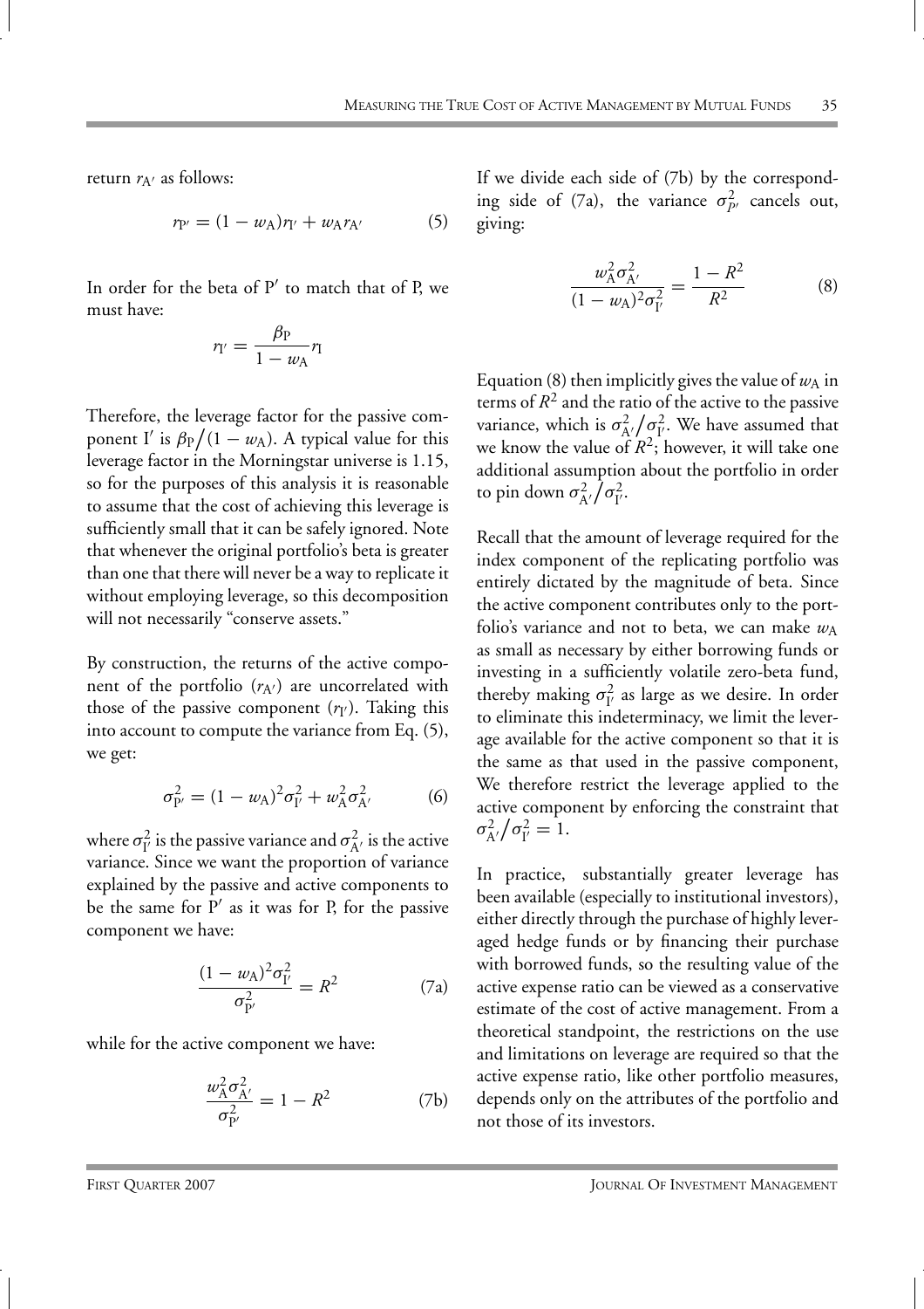return $r_{A'}$ as follows:

$$r_{P'} = (1 - w_A)r_{I'} + w_A r_{A'} \tag{5}$$

In order for the beta of P′ to match that of P, we must have:

$$r_{I'} = \frac{\beta_P}{1 - w_A} r_I$$

Therefore, the leverage factor for the passive component I′ is $\beta_P / (1 - w_A)$. A typical value for this leverage factor in the Morningstar universe is 1.15, so for the purposes of this analysis it is reasonable to assume that the cost of achieving this leverage is sufficiently small that it can be safely ignored. Note that whenever the original portfolio's beta is greater than one that there will never be a way to replicate it without employing leverage, so this decomposition will not necessarily "conserve assets."

By construction, the returns of the active component of the portfolio ($r_{A'}$) are uncorrelated with those of the passive component ($r_{I'}$). Taking this into account to compute the variance from Eq. (5), we get:

$$\sigma_{P'}^2 = (1 - w_A)^2 \sigma_{I'}^2 + w_A^2 \sigma_{A'}^2 \tag{6}$$

where $\sigma_{I'}^2$ is the passive variance and $\sigma_{A'}^2$ is the active variance. Since we want the proportion of variance explained by the passive and active components to be the same for P′ as it was for P, for the passive component we have:

$$\frac{(1 - w_A)^2 \sigma_{I'}^2}{\sigma_{P'}^2} = R^2 \tag{7a}$$

while for the active component we have:

$$\frac{w_A^2 \sigma_{A'}^2}{\sigma_{P'}^2} = 1 - R^2 \tag{7b}$$

If we divide each side of (7b) by the corresponding side of (7a), the variance $\sigma_{P'}^2$ cancels out, giving:

$$\frac{w_A^2 \sigma_{A'}^2}{(1 - w_A)^2 \sigma_{I'}^2} = \frac{1 - R^2}{R^2} \tag{8}$$

Equation (8) then implicitly gives the value of $w_A$ in terms of $R^2$ and the ratio of the active to the passive variance, which is $\sigma_{A'}^2 / \sigma_{I'}^2$. We have assumed that we know the value of $R^2$; however, it will take one additional assumption about the portfolio in order to pin down $\sigma_{A'}^2 / \sigma_{I'}^2$.

Recall that the amount of leverage required for the index component of the replicating portfolio was entirely dictated by the magnitude of beta. Since the active component contributes only to the portfolio's variance and not to beta, we can make $w_A$ as small as necessary by either borrowing funds or investing in a sufficiently volatile zero-beta fund, thereby making $\sigma_{I'}^2$ as large as we desire. In order to eliminate this indeterminacy, we limit the leverage available for the active component so that it is the same as that used in the passive component, We therefore restrict the leverage applied to the active component by enforcing the constraint that $\sigma_{A'}^2 / \sigma_{I'}^2 = 1$.

In practice, substantially greater leverage has been available (especially to institutional investors), either directly through the purchase of highly leveraged hedge funds or by financing their purchase with borrowed funds, so the resulting value of the active expense ratio can be viewed as a conservative estimate of the cost of active management. From a theoretical standpoint, the restrictions on the use and limitations on leverage are required so that the active expense ratio, like other portfolio measures, depends only on the attributes of the portfolio and not those of its investors.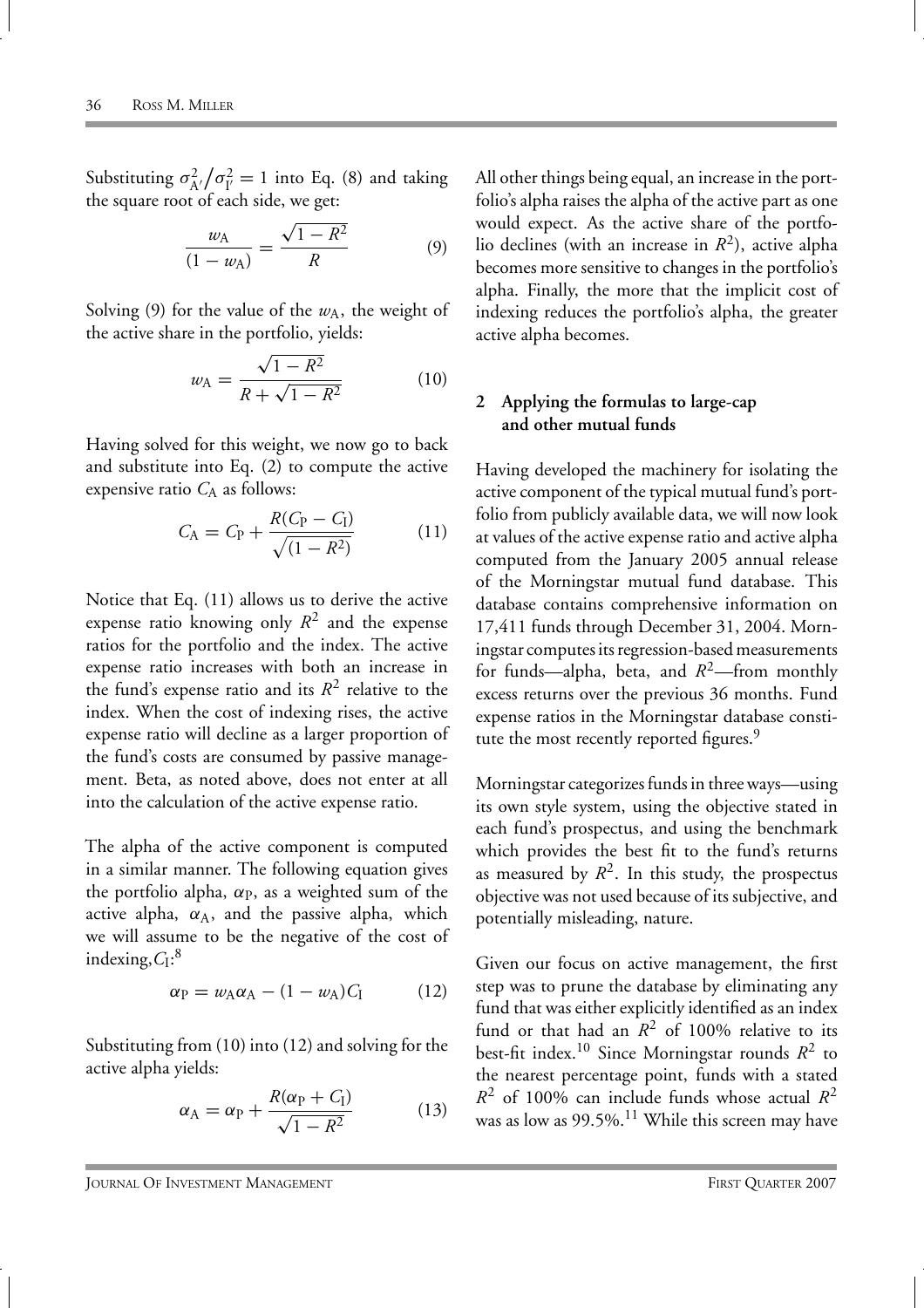Substituting $\sigma_{A'}^2 / \sigma_{I'}^2 = 1$ into Eq. (8) and taking the square root of each side, we get:

$$\frac{w_A}{(1 - w_A)} = \frac{\sqrt{1 - R^2}}{R} \tag{9}$$

Solving (9) for the value of the $w_A$, the weight of the active share in the portfolio, yields:

$$w_A = \frac{\sqrt{1 - R^2}}{R + \sqrt{1 - R^2}} \tag{10}$$

Having solved for this weight, we now go to back and substitute into Eq. (2) to compute the active expensive ratio $C_A$ as follows:

$$C_A = C_P + \frac{R(C_P - C_I)}{\sqrt{(1 - R^2)}} \tag{11}$$

Notice that Eq. (11) allows us to derive the active expense ratio knowing only $R^2$ and the expense ratios for the portfolio and the index. The active expense ratio increases with both an increase in the fund's expense ratio and its $R^2$ relative to the index. When the cost of indexing rises, the active expense ratio will decline as a larger proportion of the fund's costs are consumed by passive management. Beta, as noted above, does not enter at all into the calculation of the active expense ratio.

The alpha of the active component is computed in a similar manner. The following equation gives the portfolio alpha, $\alpha_P$, as a weighted sum of the active alpha, $\alpha_A$, and the passive alpha, which we will assume to be the negative of the cost of indexing, $C_I$:[8]

$$\alpha_P = w_A \alpha_A - (1 - w_A) C_I \tag{12}$$

Substituting from (10) into (12) and solving for the active alpha yields:

$$\alpha_A = \alpha_P + \frac{R(\alpha_P + C_I)}{\sqrt{1 - R^2}} \tag{13}$$

All other things being equal, an increase in the portfolio's alpha raises the alpha of the active part as one would expect. As the active share of the portfolio declines (with an increase in $R^2$), active alpha becomes more sensitive to changes in the portfolio's alpha. Finally, the more that the implicit cost of indexing reduces the portfolio's alpha, the greater active alpha becomes.

## 2 Applying the formulas to large-cap and other mutual funds

Having developed the machinery for isolating the active component of the typical mutual fund's portfolio from publicly available data, we will now look at values of the active expense ratio and active alpha computed from the January 2005 annual release of the Morningstar mutual fund database. This database contains comprehensive information on 17,411 funds through December 31, 2004. Morningstar computes its regression-based measurements for funds—alpha, beta, and $R^2$—from monthly excess returns over the previous 36 months. Fund expense ratios in the Morningstar database constitute the most recently reported figures.[9]

Morningstar categorizes funds in three ways—using its own style system, using the objective stated in each fund's prospectus, and using the benchmark which provides the best fit to the fund's returns as measured by $R^2$. In this study, the prospectus objective was not used because of its subjective, and potentially misleading, nature.

Given our focus on active management, the first step was to prune the database by eliminating any fund that was either explicitly identified as an index fund or that had an $R^2$ of 100% relative to its best-fit index.[10] Since Morningstar rounds $R^2$ to the nearest percentage point, funds with a stated $R^2$ of 100% can include funds whose actual $R^2$ was as low as 99.5%.[11] While this screen may have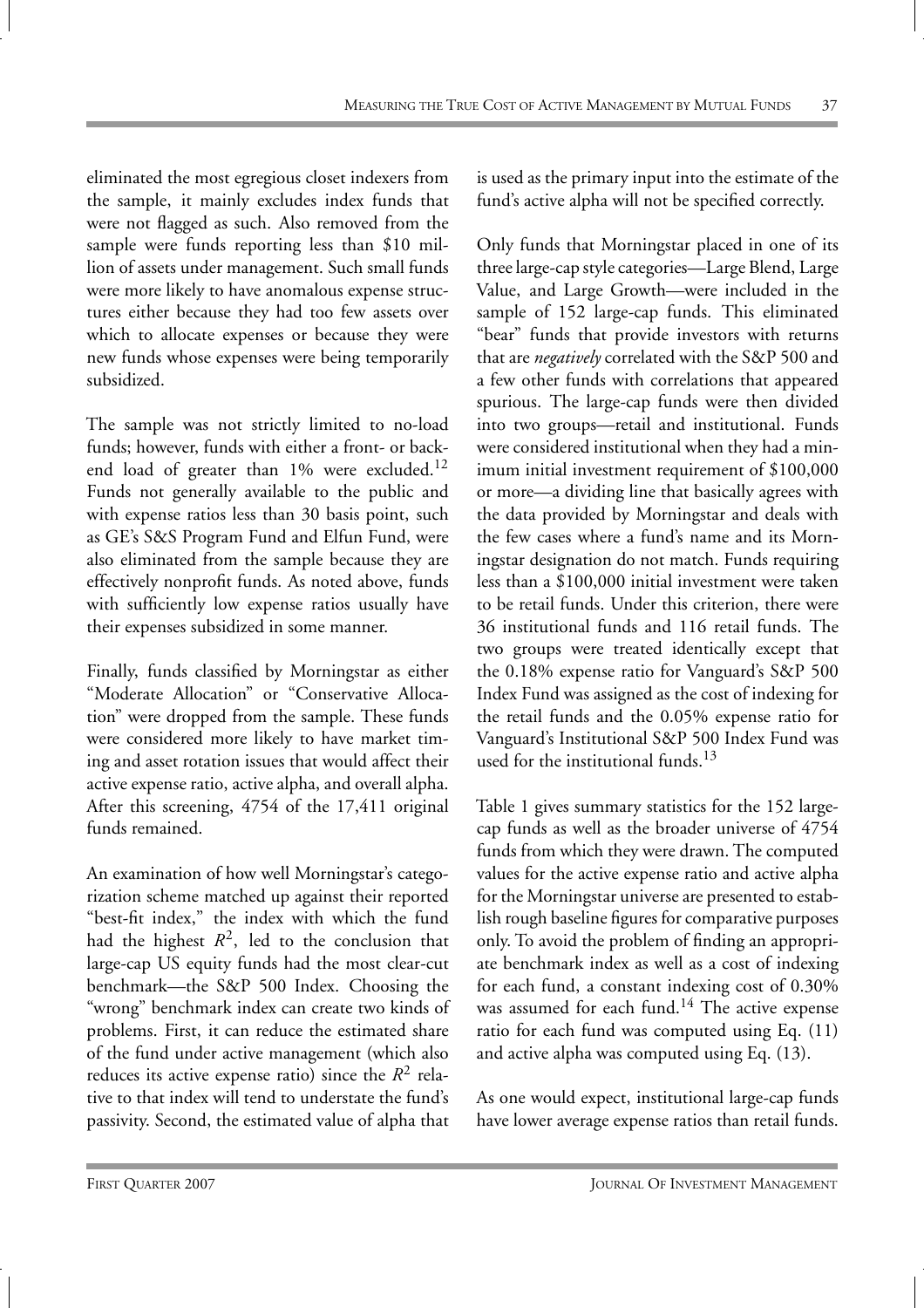eliminated the most egregious closet indexers from the sample, it mainly excludes index funds that were not flagged as such. Also removed from the sample were funds reporting less than \$10 million of assets under management. Such small funds were more likely to have anomalous expense structures either because they had too few assets over which to allocate expenses or because they were new funds whose expenses were being temporarily subsidized.

The sample was not strictly limited to no-load funds; however, funds with either a front- or back-end load of greater than 1% were excluded.[12] Funds not generally available to the public and with expense ratios less than 30 basis point, such as GE's S&S Program Fund and Elfun Fund, were also eliminated from the sample because they are effectively nonprofit funds. As noted above, funds with sufficiently low expense ratios usually have their expenses subsidized in some manner.

Finally, funds classified by Morningstar as either "Moderate Allocation" or "Conservative Allocation" were dropped from the sample. These funds were considered more likely to have market timing and asset rotation issues that would affect their active expense ratio, active alpha, and overall alpha. After this screening, 4754 of the 17,411 original funds remained.

An examination of how well Morningstar's categorization scheme matched up against their reported "best-fit index," the index with which the fund had the highest $R^2$, led to the conclusion that large-cap US equity funds had the most clear-cut benchmark—the S&P 500 Index. Choosing the "wrong" benchmark index can create two kinds of problems. First, it can reduce the estimated share of the fund under active management (which also reduces its active expense ratio) since the $R^2$ relative to that index will tend to understate the fund's passivity. Second, the estimated value of alpha that is used as the primary input into the estimate of the fund's active alpha will not be specified correctly.

Only funds that Morningstar placed in one of its three large-cap style categories—Large Blend, Large Value, and Large Growth—were included in the sample of 152 large-cap funds. This eliminated "bear" funds that provide investors with returns that are *negatively* correlated with the S&P 500 and a few other funds with correlations that appeared spurious. The large-cap funds were then divided into two groups—retail and institutional. Funds were considered institutional when they had a minimum initial investment requirement of \$100,000 or more—a dividing line that basically agrees with the data provided by Morningstar and deals with the few cases where a fund's name and its Morningstar designation do not match. Funds requiring less than a \$100,000 initial investment were taken to be retail funds. Under this criterion, there were 36 institutional funds and 116 retail funds. The two groups were treated identically except that the 0.18% expense ratio for Vanguard's S&P 500 Index Fund was assigned as the cost of indexing for the retail funds and the 0.05% expense ratio for Vanguard's Institutional S&P 500 Index Fund was used for the institutional funds.[13]

Table 1 gives summary statistics for the 152 large-cap funds as well as the broader universe of 4754 funds from which they were drawn. The computed values for the active expense ratio and active alpha for the Morningstar universe are presented to establish rough baseline figures for comparative purposes only. To avoid the problem of finding an appropriate benchmark index as well as a cost of indexing for each fund, a constant indexing cost of 0.30% was assumed for each fund.[14] The active expense ratio for each fund was computed using Eq. (11) and active alpha was computed using Eq. (13).

As one would expect, institutional large-cap funds have lower average expense ratios than retail funds.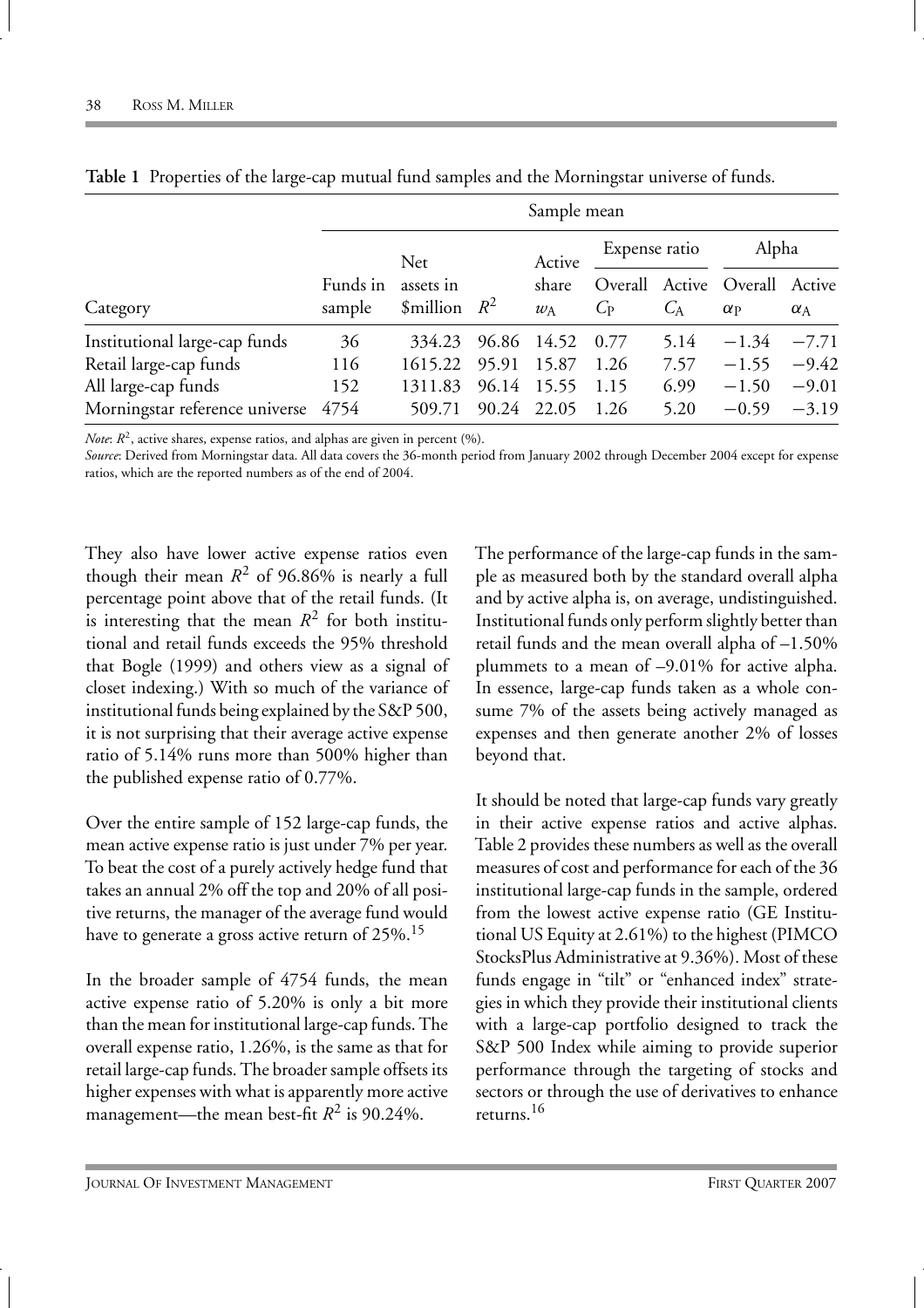**Table 1** Properties of the large-cap mutual fund samples and the Morningstar universe of funds.

| | Sample mean | | | | | | | |
|---|---|---|---|---|---|---|---|---|
| | | | | | Expense ratio | | Alpha | |
| Category | Funds in sample | Net assets in \$million | $R^2$ | Active share $w_A$ | Overall $C_P$ | Active $C_A$ | Overall $\alpha_P$ | Active $\alpha_A$ |
| Institutional large-cap funds | 36 | 334.23 | 96.86 | 14.52 | 0.77 | 5.14 | −1.34 | −7.71 |
| Retail large-cap funds | 116 | 1615.22 | 95.91 | 15.87 | 1.26 | 7.57 | −1.55 | −9.42 |
| All large-cap funds | 152 | 1311.83 | 96.14 | 15.55 | 1.15 | 6.99 | −1.50 | −9.01 |
| Morningstar reference universe | 4754 | 509.71 | 90.24 | 22.05 | 1.26 | 5.20 | −0.59 | −3.19 |

*Note*: $R^2$, active shares, expense ratios, and alphas are given in percent (%).
*Source*: Derived from Morningstar data. All data covers the 36-month period from January 2002 through December 2004 except for expense ratios, which are the reported numbers as of the end of 2004.

They also have lower active expense ratios even though their mean $R^2$ of 96.86% is nearly a full percentage point above that of the retail funds. (It is interesting that the mean $R^2$ for both institutional and retail funds exceeds the 95% threshold that Bogle (1999) and others view as a signal of closet indexing.) With so much of the variance of institutional funds being explained by the S&P 500, it is not surprising that their average active expense ratio of 5.14% runs more than 500% higher than the published expense ratio of 0.77%.

Over the entire sample of 152 large-cap funds, the mean active expense ratio is just under 7% per year. To beat the cost of a purely actively hedge fund that takes an annual 2% off the top and 20% of all positive returns, the manager of the average fund would have to generate a gross active return of 25%.[15]

In the broader sample of 4754 funds, the mean active expense ratio of 5.20% is only a bit more than the mean for institutional large-cap funds. The overall expense ratio, 1.26%, is the same as that for retail large-cap funds. The broader sample offsets its higher expenses with what is apparently more active management—the mean best-fit $R^2$ is 90.24%.

The performance of the large-cap funds in the sample as measured both by the standard overall alpha and by active alpha is, on average, undistinguished. Institutional funds only perform slightly better than retail funds and the mean overall alpha of –1.50% plummets to a mean of –9.01% for active alpha. In essence, large-cap funds taken as a whole consume 7% of the assets being actively managed as expenses and then generate another 2% of losses beyond that.

It should be noted that large-cap funds vary greatly in their active expense ratios and active alphas. Table 2 provides these numbers as well as the overall measures of cost and performance for each of the 36 institutional large-cap funds in the sample, ordered from the lowest active expense ratio (GE Institutional US Equity at 2.61%) to the highest (PIMCO StocksPlus Administrative at 9.36%). Most of these funds engage in "tilt" or "enhanced index" strategies in which they provide their institutional clients with a large-cap portfolio designed to track the S&P 500 Index while aiming to provide superior performance through the targeting of stocks and sectors or through the use of derivatives to enhance returns.[16]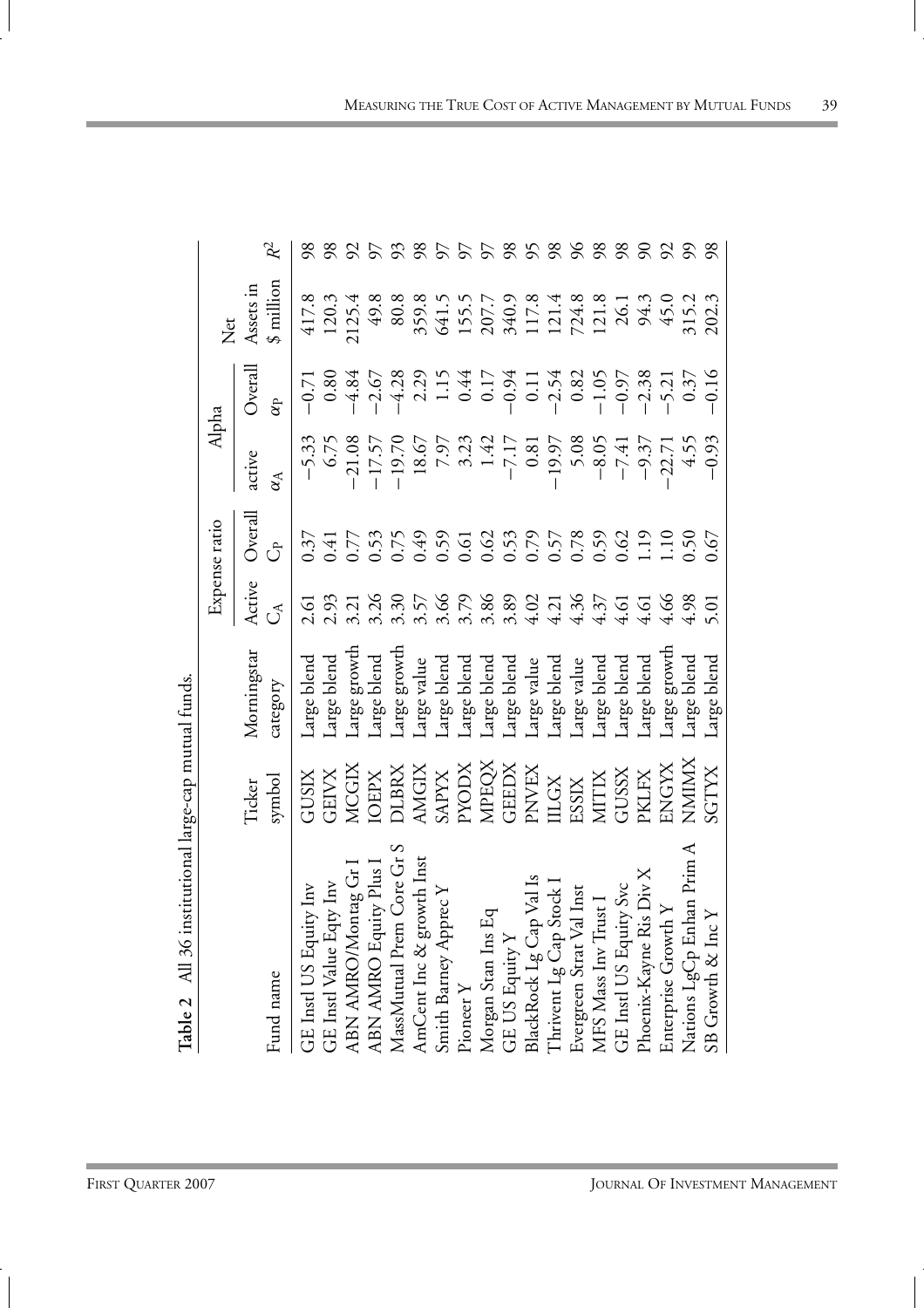**Table 2** All 36 institutional large-cap mutual funds.

| Fund name | Ticker symbol | Morningstar category | Expense ratio | | Alpha | | Net Assets in \$ million | $R^2$ |
|---|---|---|---|---|---|---|---|---|
| | | | Active $C_A$ | Overall $C_P$ | active $\alpha_A$ | Overall $\alpha_P$ | | |
| GE Instl US Equity Inv | GUSIX | Large blend | 2.61 | 0.37 | −5.33 | −0.71 | 417.8 | 98 |
| GE Instl Value Eqty Inv | GEIVX | Large blend | 2.93 | 0.41 | 6.75 | 0.80 | 120.3 | 98 |
| ABN AMRO/Montag Gr I | MCGIX | Large growth | 3.21 | 0.77 | −21.08 | −4.84 | 2125.4 | 92 |
| ABN AMRO Equity Plus I | IOEPX | Large blend | 3.26 | 0.53 | −17.57 | −2.67 | 49.8 | 97 |
| MassMutual Prem Core Gr S | DLBRX | Large growth | 3.30 | 0.75 | −19.70 | −4.28 | 80.8 | 93 |
| AmCent Inc & growth Inst | AMGIX | Large value | 3.57 | 0.49 | 18.67 | 2.29 | 359.8 | 98 |
| Smith Barney Apprec Y | SAPYX | Large blend | 3.66 | 0.59 | 7.97 | 1.15 | 641.5 | 97 |
| Pioneer Y | PYODX | Large blend | 3.79 | 0.61 | 3.23 | 0.44 | 155.5 | 97 |
| Morgan Stan Ins Eq | MPEQX | Large blend | 3.86 | 0.62 | 1.42 | 0.17 | 207.7 | 97 |
| GE US Equity Y | GEEDX | Large blend | 3.89 | 0.53 | −7.17 | −0.94 | 340.9 | 98 |
| BlackRock Lg Cap Val Is | PNVEX | Large value | 4.02 | 0.79 | 0.81 | 0.11 | 117.8 | 95 |
| Thrivent Lg Cap Stock I | IILGX | Large blend | 4.21 | 0.57 | −19.97 | −2.54 | 121.4 | 98 |
| Evergreen Strat Val Inst | ESSIX | Large value | 4.36 | 0.78 | 5.08 | 0.82 | 724.8 | 96 |
| MFS Mass Inv Trust I | MITIX | Large blend | 4.37 | 0.59 | −8.05 | −1.05 | 121.8 | 98 |
| GE Instl US Equity Svc | GUSSX | Large blend | 4.61 | 0.62 | −7.41 | −0.97 | 26.1 | 98 |
| Phoenix-Kayne Ris Div X | PKLFX | Large blend | 4.61 | 1.19 | −9.37 | −2.38 | 94.3 | 90 |
| Enterprise Growth Y | ENGYX | Large growth | 4.66 | 1.10 | −22.71 | −5.21 | 45.0 | 92 |
| Nations LgCp Enhan Prim A | NMIMX | Large blend | 4.98 | 0.50 | 4.55 | 0.37 | 315.2 | 99 |
| SB Growth & Inc Y | SGTYX | Large blend | 5.01 | 0.67 | −0.93 | −0.16 | 202.3 | 98 |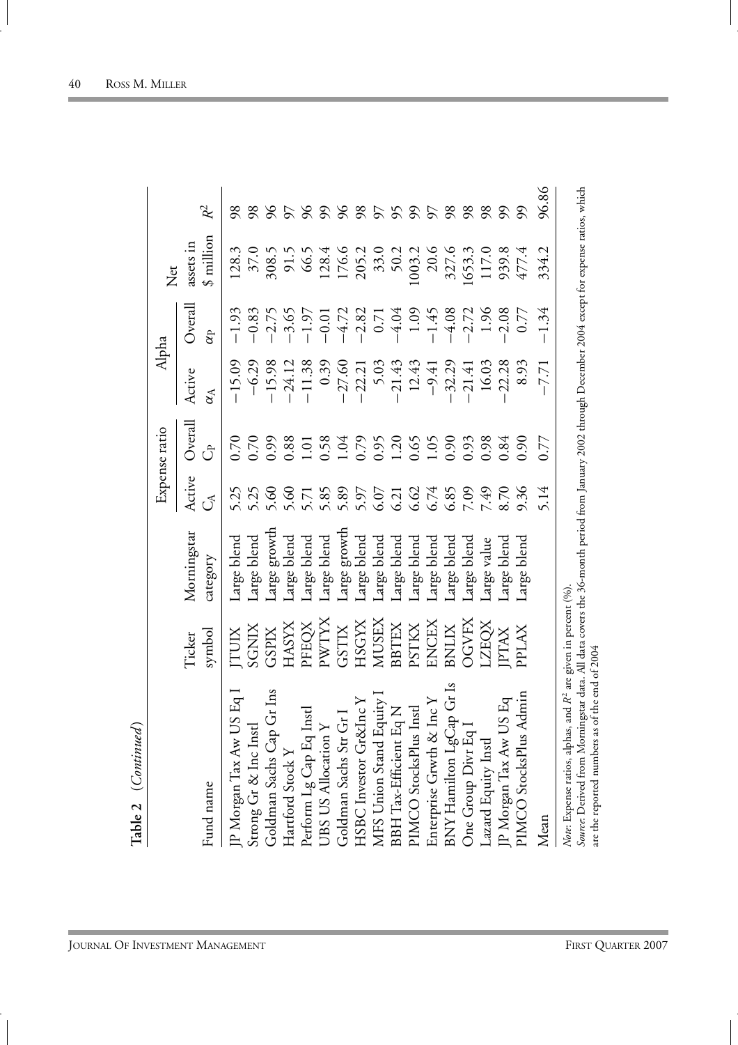**Table 2** (*Continued*)

| Fund name | Ticker symbol | Morningstar category | Expense ratio | | Alpha | | Net assets in \$ million | $R^2$ |
|---|---|---|---|---|---|---|---|---|
| | | | Active $C_A$ | Overall $C_P$ | Active $\alpha_A$ | Overall $\alpha_P$ | | |
| JP Morgan Tax Aw US Eq I | JTUIX | Large blend | 5.25 | 0.70 | −15.09 | −1.93 | 128.3 | 98 |
| Strong Gr & Inc Instl | SGNIX | Large blend | 5.25 | 0.70 | −6.29 | −0.83 | 37.0 | 98 |
| Goldman Sachs Cap Gr Ins | GSPIX | Large growth | 5.60 | 0.99 | −15.98 | −2.75 | 308.5 | 96 |
| Hartford Stock Y | HASYX | Large blend | 5.60 | 0.88 | −24.12 | −3.65 | 91.5 | 97 |
| Perform Lg Cap Eq Instl | PFEQX | Large blend | 5.71 | 1.01 | −11.38 | −1.97 | 66.5 | 96 |
| UBS US Allocation Y | PWTYX | Large blend | 5.85 | 0.58 | 0.39 | −0.01 | 128.4 | 99 |
| Goldman Sachs Str Gr I | GSTIX | Large growth | 5.89 | 1.04 | −27.60 | −4.72 | 176.6 | 96 |
| HSBC Investor Gr&Inc Y | HSGYX | Large blend | 5.97 | 0.79 | −22.21 | −2.82 | 205.2 | 98 |
| MFS Union Stand Equity I | MUSEX | Large blend | 6.07 | 0.95 | 5.03 | 0.71 | 33.0 | 97 |
| BBH Tax-Efficient Eq N | BBTEX | Large blend | 6.21 | 1.20 | −21.43 | −4.04 | 50.2 | 95 |
| PIMCO StocksPlus Instl | PSTKX | Large blend | 6.62 | 0.65 | 12.43 | 1.09 | 1003.2 | 99 |
| Enterprise Grwth & Inc Y | ENCEX | Large blend | 6.74 | 1.05 | −9.41 | −1.45 | 20.6 | 97 |
| BNY Hamilton LgCap Gr Is | BNLIX | Large blend | 6.85 | 0.90 | −32.29 | −4.08 | 327.6 | 98 |
| One Group Divr Eq I | OGVFX | Large blend | 7.09 | 0.93 | −21.41 | −2.72 | 1653.3 | 98 |
| Lazard Equity Instl | LZEQX | Large value | 7.49 | 0.98 | 16.03 | 1.96 | 117.0 | 98 |
| JP Morgan Tax Aw US Eq | JPTAX | Large blend | 8.70 | 0.84 | −22.28 | −2.08 | 939.8 | 99 |
| PIMCO StocksPlus Admin | PPLAX | Large blend | 9.36 | 0.90 | 8.93 | 0.77 | 477.4 | 99 |
| Mean | | | 5.14 | 0.77 | −7.71 | −1.34 | 334.2 | 96.86 |

*Note*: Expense ratios, alphas, and $R^2$ are given in percent (%).
*Source*: Derived from Morningstar data. All data covers the 36-month period from January 2002 through December 2004 except for expense ratios, which are the reported numbers as of the end of 2004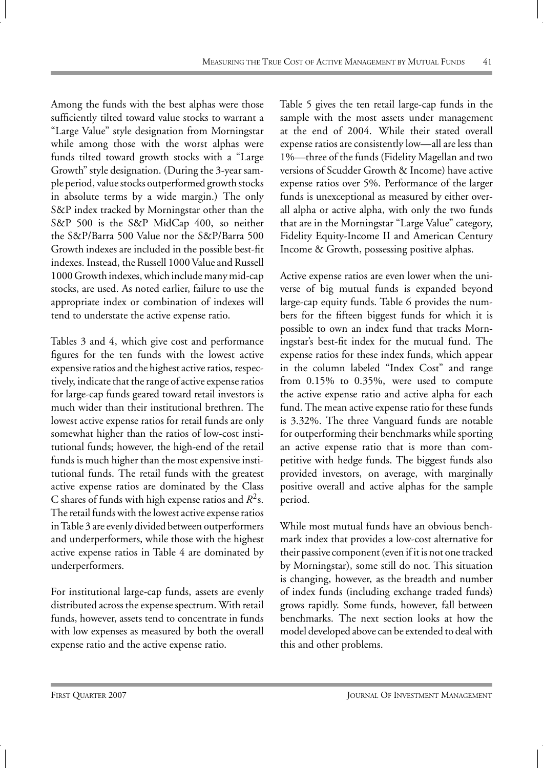Among the funds with the best alphas were those sufficiently tilted toward value stocks to warrant a "Large Value" style designation from Morningstar while among those with the worst alphas were funds tilted toward growth stocks with a "Large Growth" style designation. (During the 3-year sample period, value stocks outperformed growth stocks in absolute terms by a wide margin.) The only S&P index tracked by Morningstar other than the S&P 500 is the S&P MidCap 400, so neither the S&P/Barra 500 Value nor the S&P/Barra 500 Growth indexes are included in the possible best-fit indexes. Instead, the Russell 1000 Value and Russell 1000 Growth indexes, which include many mid-cap stocks, are used. As noted earlier, failure to use the appropriate index or combination of indexes will tend to understate the active expense ratio.

Tables 3 and 4, which give cost and performance figures for the ten funds with the lowest active expensive ratios and the highest active ratios, respectively, indicate that the range of active expense ratios for large-cap funds geared toward retail investors is much wider than their institutional brethren. The lowest active expense ratios for retail funds are only somewhat higher than the ratios of low-cost institutional funds; however, the high-end of the retail funds is much higher than the most expensive institutional funds. The retail funds with the greatest active expense ratios are dominated by the Class C shares of funds with high expense ratios and $R^2$s. The retail funds with the lowest active expense ratios in Table 3 are evenly divided between outperformers and underperformers, while those with the highest active expense ratios in Table 4 are dominated by underperformers.

For institutional large-cap funds, assets are evenly distributed across the expense spectrum. With retail funds, however, assets tend to concentrate in funds with low expenses as measured by both the overall expense ratio and the active expense ratio.

Table 5 gives the ten retail large-cap funds in the sample with the most assets under management at the end of 2004. While their stated overall expense ratios are consistently low—all are less than 1%—three of the funds (Fidelity Magellan and two versions of Scudder Growth & Income) have active expense ratios over 5%. Performance of the larger funds is unexceptional as measured by either overall alpha or active alpha, with only the two funds that are in the Morningstar "Large Value" category, Fidelity Equity-Income II and American Century Income & Growth, possessing positive alphas.

Active expense ratios are even lower when the universe of big mutual funds is expanded beyond large-cap equity funds. Table 6 provides the numbers for the fifteen biggest funds for which it is possible to own an index fund that tracks Morningstar's best-fit index for the mutual fund. The expense ratios for these index funds, which appear in the column labeled "Index Cost" and range from 0.15% to 0.35%, were used to compute the active expense ratio and active alpha for each fund. The mean active expense ratio for these funds is 3.32%. The three Vanguard funds are notable for outperforming their benchmarks while sporting an active expense ratio that is more than competitive with hedge funds. The biggest funds also provided investors, on average, with marginally positive overall and active alphas for the sample period.

While most mutual funds have an obvious benchmark index that provides a low-cost alternative for their passive component (even if it is not one tracked by Morningstar), some still do not. This situation is changing, however, as the breadth and number of index funds (including exchange traded funds) grows rapidly. Some funds, however, fall between benchmarks. The next section looks at how the model developed above can be extended to deal with this and other problems.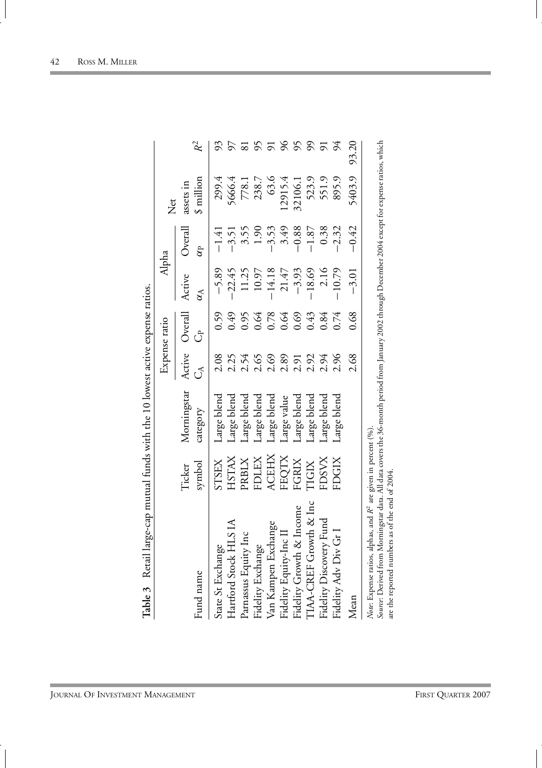**Table 3** Retail large-cap mutual funds with the 10 lowest active expense ratios.

| Fund name | Ticker symbol | Morningstar category | Expense ratio | | Alpha | | Net assets in \$ million | $R^2$ |
|---|---|---|---|---|---|---|---|---|
| | | | Active $C_A$ | Overall $C_P$ | Active $\alpha_A$ | Overall $\alpha_P$ | | |
| State St Exchange | STSEX | Large blend | 2.08 | 0.59 | −5.89 | −1.41 | 299.4 | 93 |
| Hartford Stock HLS IA | HSTAX | Large blend | 2.25 | 0.49 | −22.45 | −3.51 | 5666.4 | 97 |
| Parnassus Equity Inc | PRBLX | Large blend | 2.54 | 0.95 | 11.25 | 3.55 | 778.1 | 81 |
| Fidelity Exchange | FDLEX | Large blend | 2.65 | 0.64 | 10.97 | 1.90 | 238.7 | 95 |
| Van Kampen Exchange | ACEHX | Large blend | 2.69 | 0.78 | −14.18 | −3.53 | 63.6 | 91 |
| Fidelity Equity-Inc II | FEQTX | Large value | 2.89 | 0.64 | 21.47 | 3.49 | 12915.4 | 96 |
| Fidelity Growth & Income | FGRIX | Large blend | 2.91 | 0.69 | −3.93 | −0.88 | 32106.1 | 95 |
| TIAA-CREF Growth & Inc | TIGIX | Large blend | 2.92 | 0.43 | −18.69 | −1.87 | 523.9 | 99 |
| Fidelity Discovery Fund | FDSVX | Large blend | 2.94 | 0.84 | 2.16 | 0.38 | 551.9 | 91 |
| Fidelity Adv Div Gr I | FDGIX | Large blend | 2.96 | 0.74 | −10.79 | −2.32 | 895.9 | 94 |
| Mean | | | 2.68 | 0.68 | −3.01 | −0.42 | 5403.9 | 93.20 |

*Note*: Expense ratios, alphas, and $R^2$ are given in percent (%).

*Source*: Derived from Morningstar data. All data covers the 36-month period from January 2002 through December 2004 except for expense ratios, which are the reported numbers as of the end of 2004.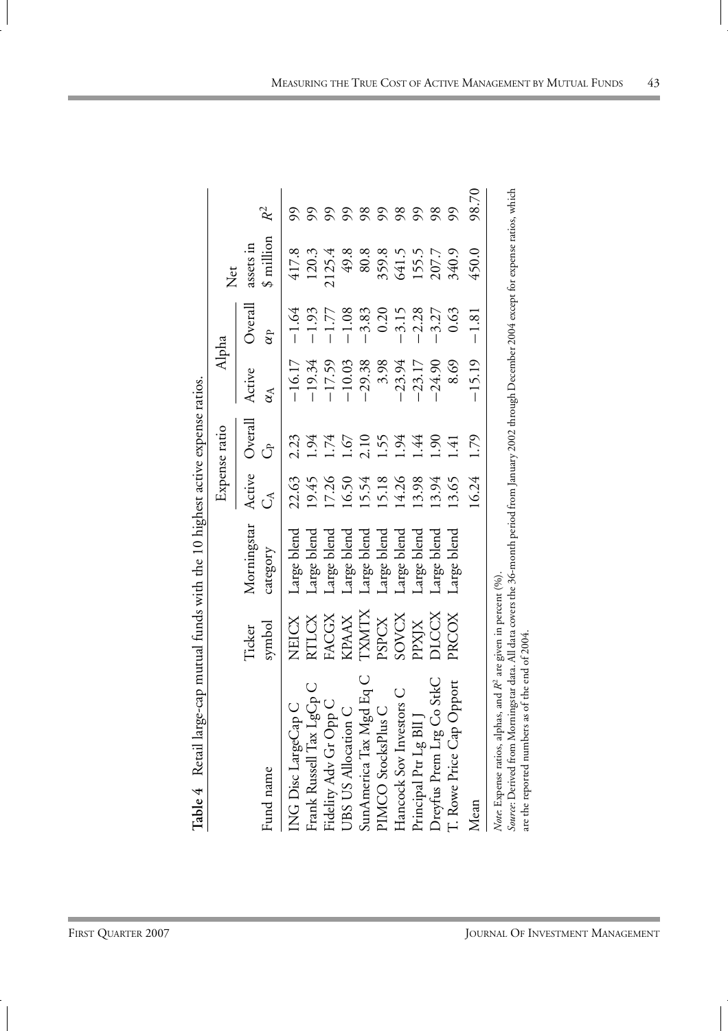**Table 4** Retail large-cap mutual funds with the 10 highest active expense ratios.

| Fund name | Ticker symbol | Morningstar category | Expense ratio | | Alpha | | Net assets in $ million | $R^2$ |
|---|---|---|---|---|---|---|---|---|
| | | | Active $C_A$ | Overall $C_P$ | Active $\alpha_A$ | Overall $\alpha_P$ | | |
| ING Disc LargeCap C | NEICX | Large blend | 22.63 | 2.23 | −16.17 | −1.64 | 417.8 | 99 |
| Frank Russell Tax LgCp C | RTLCX | Large blend | 19.45 | 1.94 | −19.34 | −1.93 | 120.3 | 99 |
| Fidelity Adv Gr Opp C | FACGX | Large blend | 17.26 | 1.74 | −17.59 | −1.77 | 2125.4 | 99 |
| UBS US Allocation C | KPAAX | Large blend | 16.50 | 1.67 | −10.03 | −1.08 | 49.8 | 99 |
| SunAmerica Tax Mgd Eq C | TXMTX | Large blend | 15.54 | 2.10 | −29.38 | −3.83 | 80.8 | 98 |
| PIMCO StocksPlus C | PSPCX | Large blend | 15.18 | 1.55 | 3.98 | 0.20 | 359.8 | 99 |
| Hancock Sov Investors C | SOVCX | Large blend | 14.26 | 1.94 | −23.94 | −3.15 | 641.5 | 98 |
| Principal Ptr Lg Bll J | PPXJX | Large blend | 13.98 | 1.44 | −23.17 | −2.28 | 155.5 | 99 |
| Dreyfus Prem Lrg Co StkC | DLCCX | Large blend | 13.94 | 1.90 | −24.90 | −3.27 | 207.7 | 98 |
| T. Rowe Price Cap Opport | PRCOX | Large blend | 13.65 | 1.41 | 8.69 | 0.63 | 340.9 | 99 |
| Mean | | | 16.24 | 1.79 | −15.19 | −1.81 | 450.0 | 98.70 |

*Note*: Expense ratios, alphas, and $R^2$ are given in percent (%).
*Source*: Derived from Morningstar data. All data covers the 36-month period from January 2002 through December 2004 except for expense ratios, which are the reported numbers as of the end of 2004.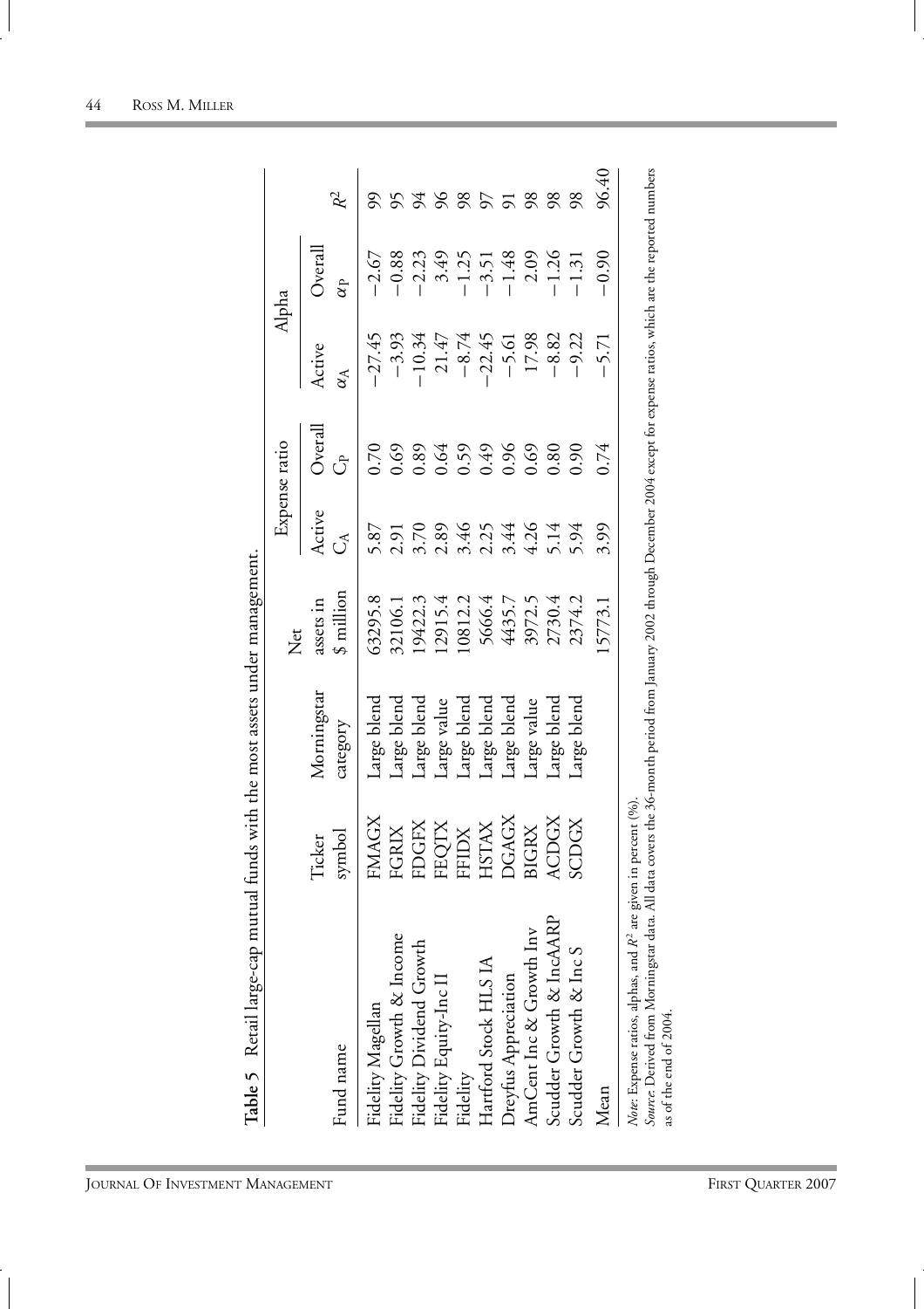**Table 5** Retail large-cap mutual funds with the most assets under management.

| Fund name | Ticker symbol | Morningstar category | Net assets in \$ million | Expense ratio | | Alpha | | $R^2$ |
|---|---|---|---|---|---|---|---|---|
| | | | | Active $C_A$ | Overall $C_P$ | Active $\alpha_A$ | Overall $\alpha_P$ | |
| Fidelity Magellan | FMAGX | Large blend | 63295.8 | 5.87 | 0.70 | −27.45 | −2.67 | 99 |
| Fidelity Growth & Income | FGRIX | Large blend | 32106.1 | 2.91 | 0.69 | −3.93 | −0.88 | 95 |
| Fidelity Dividend Growth | FDGFX | Large blend | 19422.3 | 3.70 | 0.89 | −10.34 | −2.23 | 94 |
| Fidelity Equity-Inc II | FEQTX | Large value | 12915.4 | 2.89 | 0.64 | 21.47 | 3.49 | 96 |
| Fidelity | FFIDX | Large blend | 10812.2 | 3.46 | 0.59 | −8.74 | −1.25 | 98 |
| Hartford Stock HLS IA | HSTAX | Large blend | 5666.4 | 2.25 | 0.49 | −22.45 | −3.51 | 97 |
| Dreyfus Appreciation | DGAGX | Large blend | 4435.7 | 3.44 | 0.96 | −5.61 | −1.48 | 91 |
| AmCent Inc & Growth Inv | BIGRX | Large value | 3972.5 | 4.26 | 0.69 | 17.98 | 2.09 | 98 |
| Scudder Growth & IncAARP | ACDGX | Large blend | 2730.4 | 5.14 | 0.80 | −8.82 | −1.26 | 98 |
| Scudder Growth & Inc S | SCDGX | Large blend | 2374.2 | 5.94 | 0.90 | −9.22 | −1.31 | 98 |
| Mean | | | 15773.1 | 3.99 | 0.74 | −5.71 | −0.90 | 96.40 |

*Note*: Expense ratios, alphas, and $R^2$ are given in percent (%).
*Source*: Derived from Morningstar data. All data covers the 36-month period from January 2002 through December 2004 except for expense ratios, which are the reported numbers as of the end of 2004.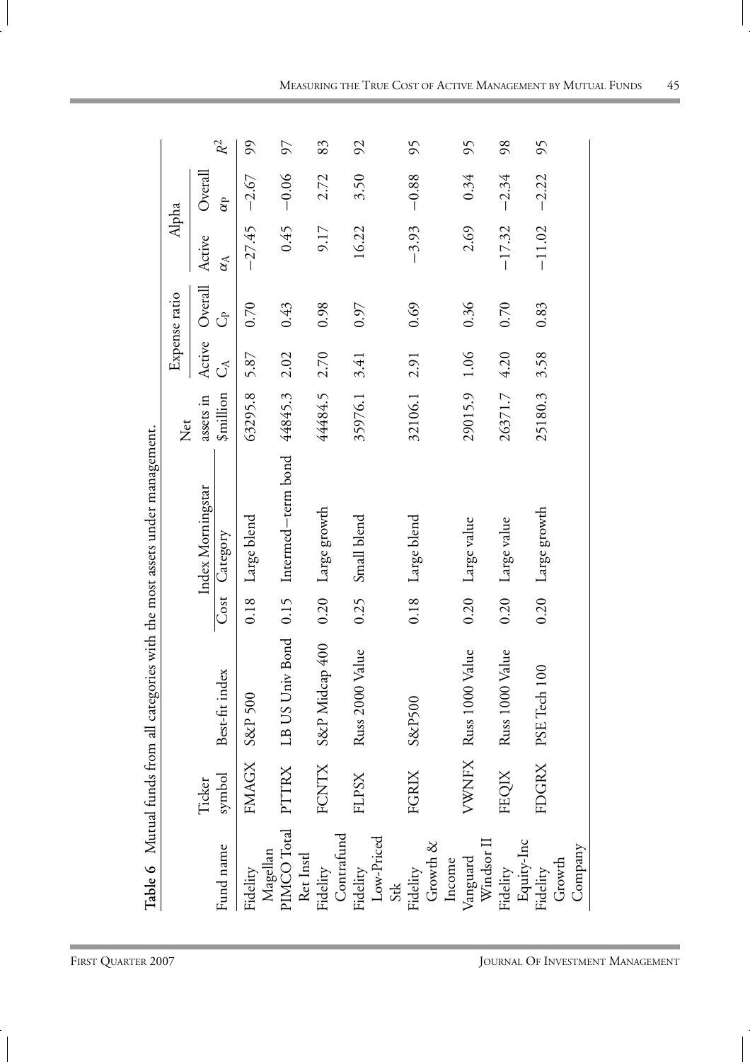**Table 6** Mutual funds from all categories with the most assets under management.

| Fund name | Ticker symbol | Best-fit index | Index Cost | Morningstar Category | Net assets in \$million | Expense ratio Active $C_A$ | Expense ratio Overall $C_P$ | Alpha Active $\alpha_A$ | Alpha Overall $\alpha_P$ | $R^2$ |
|---|---|---|---|---|---|---|---|---|---|---|
| Fidelity Magellan | FMAGX | S&P 500 | 0.18 | Large blend | 63295.8 | 5.87 | 0.70 | −27.45 | −2.67 | 99 |
| PIMCO Total Ret Instl | PTTRX | LB US Univ Bond | 0.15 | Intermed−term bond | 44845.3 | 2.02 | 0.43 | 0.45 | −0.06 | 97 |
| Fidelity Contrafund | FCNTX | S&P Midcap 400 | 0.20 | Large growth | 44484.5 | 2.70 | 0.98 | 9.17 | 2.72 | 83 |
| Fidelity Low-Priced Stk | FLPSX | Russ 2000 Value | 0.25 | Small blend | 35976.1 | 3.41 | 0.97 | 16.22 | 3.50 | 92 |
| Fidelity Growth & Income | FGRIX | S&P500 | 0.18 | Large blend | 32106.1 | 2.91 | 0.69 | −3.93 | −0.88 | 95 |
| Vanguard Windsor II | VWNFX | Russ 1000 Value | 0.20 | Large value | 29015.9 | 1.06 | 0.36 | 2.69 | 0.34 | 95 |
| Fidelity Equity-Inc | FEQIX | Russ 1000 Value | 0.20 | Large value | 26371.7 | 4.20 | 0.70 | −17.32 | −2.34 | 98 |
| Fidelity Growth Company | FDGRX | PSE Tech 100 | 0.20 | Large growth | 25180.3 | 3.58 | 0.83 | −11.02 | −2.22 | 95 |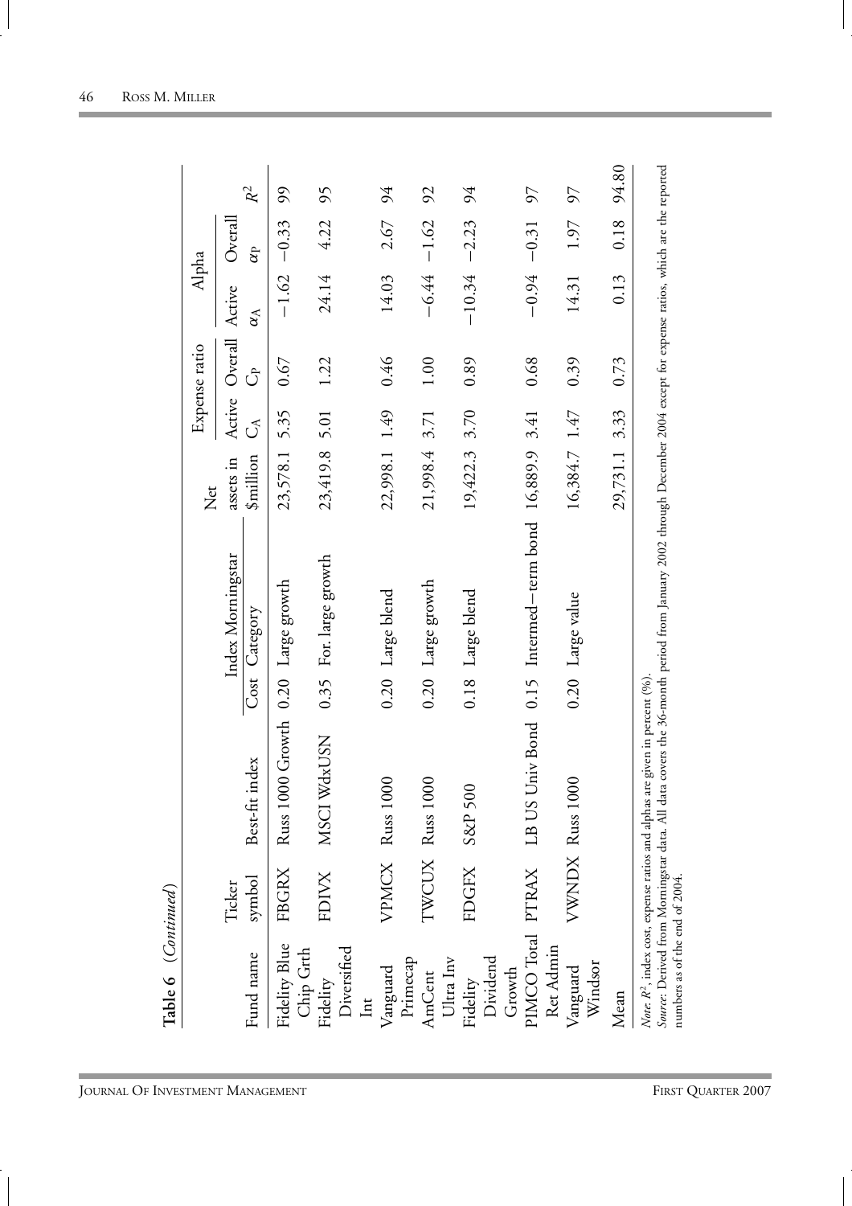**Table 6** (*Continued*)

| Fund name | Ticker symbol | Best-fit index | Index Cost | Morningstar Category | Net assets in \$million | Expense ratio Active $C_A$ | Expense ratio Overall $C_P$ | Alpha Active $\alpha_A$ | Alpha Overall $\alpha_P$ | $R^2$ |
|---|---|---|---|---|---|---|---|---|---|---|
| Fidelity Blue Chip Grth | FBGRX | Russ 1000 Growth | 0.20 | Large growth | 23,578.1 | 5.35 | 0.67 | −1.62 | −0.33 | 99 |
| Fidelity Diversified Int | FDIVX | MSCI WdxUSN | 0.35 | For. large growth | 23,419.8 | 5.01 | 1.22 | 24.14 | 4.22 | 95 |
| Vanguard Primecap | VPMCX | Russ 1000 | 0.20 | Large blend | 22,998.1 | 1.49 | 0.46 | 14.03 | 2.67 | 94 |
| AmCent Ultra Inv | TWCUX | Russ 1000 | 0.20 | Large growth | 21,998.4 | 3.71 | 1.00 | −6.44 | −1.62 | 92 |
| Fidelity Dividend Growth | FDGFX | S&P 500 | 0.18 | Large blend | 19,422.3 | 3.70 | 0.89 | −10.34 | −2.23 | 94 |
| PIMCO Total Ret Admin | PTRAX | LB US Univ Bond | 0.15 | Intermed−term bond | 16,889.9 | 3.41 | 0.68 | −0.94 | −0.31 | 97 |
| Vanguard Windsor | VWNDX | Russ 1000 | 0.20 | Large value | 16,384.7 | 1.47 | 0.39 | 14.31 | 1.97 | 97 |
| Mean | | | | | 29,731.1 | 3.33 | 0.73 | 0.13 | 0.18 | 94.80 |

*Note*. $R^2$, index cost, expense ratios and alphas are given in percent (%).
*Source*: Derived from Morningstar data. All data covers the 36-month period from January 2002 through December 2004 except for expense ratios, which are the reported numbers as of the end of 2004.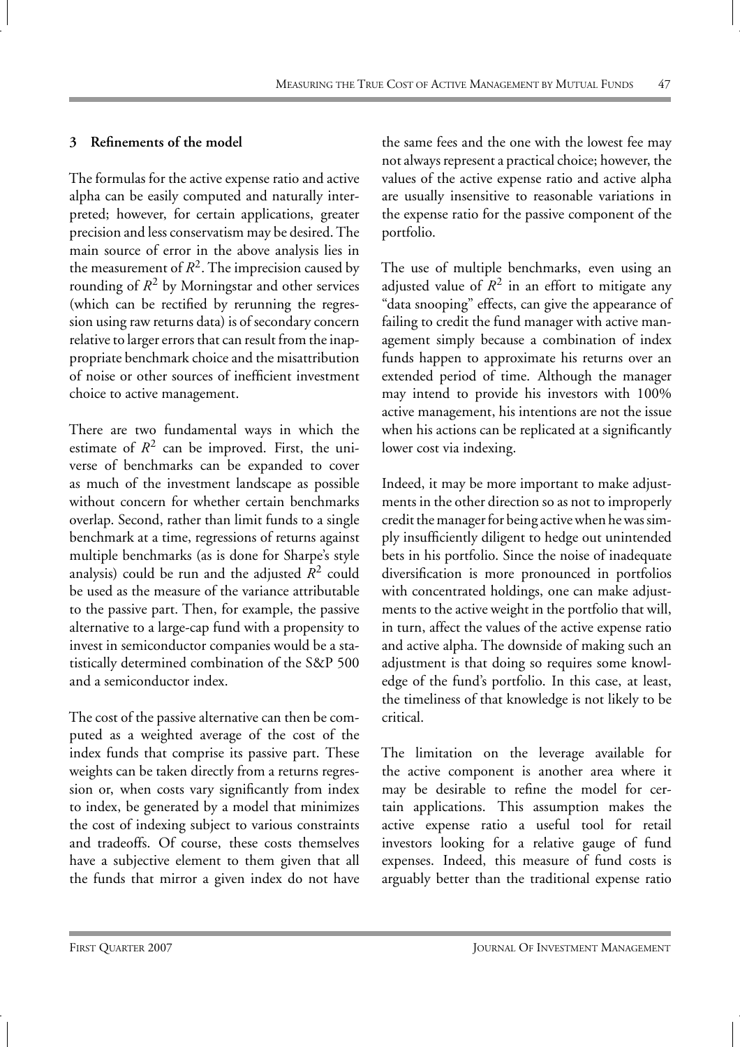## 3 Refinements of the model

The formulas for the active expense ratio and active alpha can be easily computed and naturally interpreted; however, for certain applications, greater precision and less conservatism may be desired. The main source of error in the above analysis lies in the measurement of $R^2$. The imprecision caused by rounding of $R^2$ by Morningstar and other services (which can be rectified by rerunning the regression using raw returns data) is of secondary concern relative to larger errors that can result from the inappropriate benchmark choice and the misattribution of noise or other sources of inefficient investment choice to active management.

There are two fundamental ways in which the estimate of $R^2$ can be improved. First, the universe of benchmarks can be expanded to cover as much of the investment landscape as possible without concern for whether certain benchmarks overlap. Second, rather than limit funds to a single benchmark at a time, regressions of returns against multiple benchmarks (as is done for Sharpe's style analysis) could be run and the adjusted $R^2$ could be used as the measure of the variance attributable to the passive part. Then, for example, the passive alternative to a large-cap fund with a propensity to invest in semiconductor companies would be a statistically determined combination of the S&P 500 and a semiconductor index.

The cost of the passive alternative can then be computed as a weighted average of the cost of the index funds that comprise its passive part. These weights can be taken directly from a returns regression or, when costs vary significantly from index to index, be generated by a model that minimizes the cost of indexing subject to various constraints and tradeoffs. Of course, these costs themselves have a subjective element to them given that all the funds that mirror a given index do not have the same fees and the one with the lowest fee may not always represent a practical choice; however, the values of the active expense ratio and active alpha are usually insensitive to reasonable variations in the expense ratio for the passive component of the portfolio.

The use of multiple benchmarks, even using an adjusted value of $R^2$ in an effort to mitigate any "data snooping" effects, can give the appearance of failing to credit the fund manager with active management simply because a combination of index funds happen to approximate his returns over an extended period of time. Although the manager may intend to provide his investors with 100% active management, his intentions are not the issue when his actions can be replicated at a significantly lower cost via indexing.

Indeed, it may be more important to make adjustments in the other direction so as not to improperly credit the manager for being active when he was simply insufficiently diligent to hedge out unintended bets in his portfolio. Since the noise of inadequate diversification is more pronounced in portfolios with concentrated holdings, one can make adjustments to the active weight in the portfolio that will, in turn, affect the values of the active expense ratio and active alpha. The downside of making such an adjustment is that doing so requires some knowledge of the fund's portfolio. In this case, at least, the timeliness of that knowledge is not likely to be critical.

The limitation on the leverage available for the active component is another area where it may be desirable to refine the model for certain applications. This assumption makes the active expense ratio a useful tool for retail investors looking for a relative gauge of fund expenses. Indeed, this measure of fund costs is arguably better than the traditional expense ratio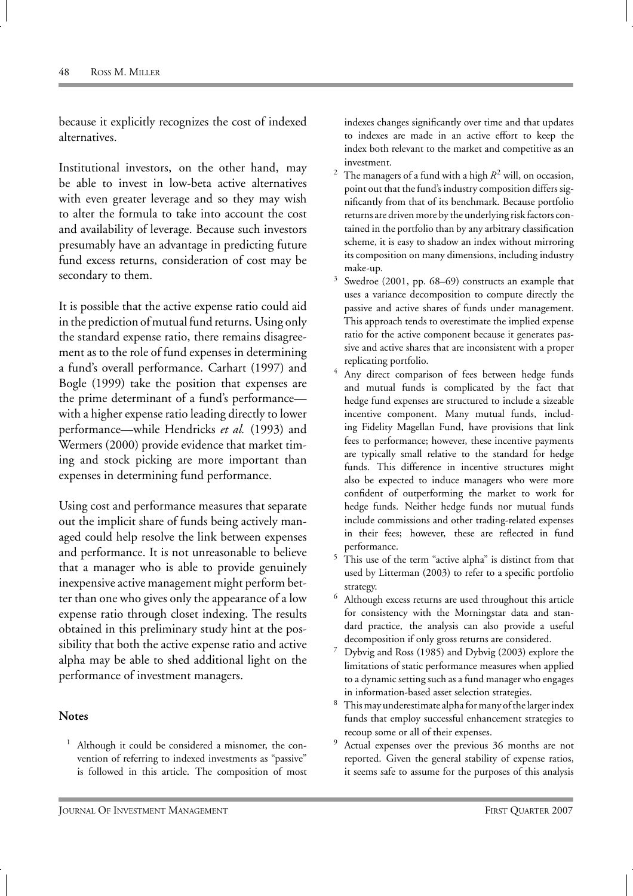because it explicitly recognizes the cost of indexed alternatives.

Institutional investors, on the other hand, may be able to invest in low-beta active alternatives with even greater leverage and so they may wish to alter the formula to take into account the cost and availability of leverage. Because such investors presumably have an advantage in predicting future fund excess returns, consideration of cost may be secondary to them.

It is possible that the active expense ratio could aid in the prediction of mutual fund returns. Using only the standard expense ratio, there remains disagreement as to the role of fund expenses in determining a fund's overall performance. Carhart (1997) and Bogle (1999) take the position that expenses are the prime determinant of a fund's performance—with a higher expense ratio leading directly to lower performance—while Hendricks *et al.* (1993) and Wermers (2000) provide evidence that market timing and stock picking are more important than expenses in determining fund performance.

Using cost and performance measures that separate out the implicit share of funds being actively managed could help resolve the link between expenses and performance. It is not unreasonable to believe that a manager who is able to provide genuinely inexpensive active management might perform better than one who gives only the appearance of a low expense ratio through closet indexing. The results obtained in this preliminary study hint at the possibility that both the active expense ratio and active alpha may be able to shed additional light on the performance of investment managers.

## Notes

1. Although it could be considered a misnomer, the convention of referring to indexed investments as "passive" is followed in this article. The composition of most indexes changes significantly over time and that updates to indexes are made in an active effort to keep the index both relevant to the market and competitive as an investment.
2. The managers of a fund with a high $R^2$ will, on occasion, point out that the fund's industry composition differs significantly from that of its benchmark. Because portfolio returns are driven more by the underlying risk factors contained in the portfolio than by any arbitrary classification scheme, it is easy to shadow an index without mirroring its composition on many dimensions, including industry make-up.
3. Swedroe (2001, pp. 68–69) constructs an example that uses a variance decomposition to compute directly the passive and active shares of funds under management. This approach tends to overestimate the implied expense ratio for the active component because it generates passive and active shares that are inconsistent with a proper replicating portfolio.
4. Any direct comparison of fees between hedge funds and mutual funds is complicated by the fact that hedge fund expenses are structured to include a sizeable incentive component. Many mutual funds, including Fidelity Magellan Fund, have provisions that link fees to performance; however, these incentive payments are typically small relative to the standard for hedge funds. This difference in incentive structures might also be expected to induce managers who were more confident of outperforming the market to work for hedge funds. Neither hedge funds nor mutual funds include commissions and other trading-related expenses in their fees; however, these are reflected in fund performance.
5. This use of the term "active alpha" is distinct from that used by Litterman (2003) to refer to a specific portfolio strategy.
6. Although excess returns are used throughout this article for consistency with the Morningstar data and standard practice, the analysis can also provide a useful decomposition if only gross returns are considered.
7. Dybvig and Ross (1985) and Dybvig (2003) explore the limitations of static performance measures when applied to a dynamic setting such as a fund manager who engages in information-based asset selection strategies.
8. This may underestimate alpha for many of the larger index funds that employ successful enhancement strategies to recoup some or all of their expenses.
9. Actual expenses over the previous 36 months are not reported. Given the general stability of expense ratios, it seems safe to assume for the purposes of this analysis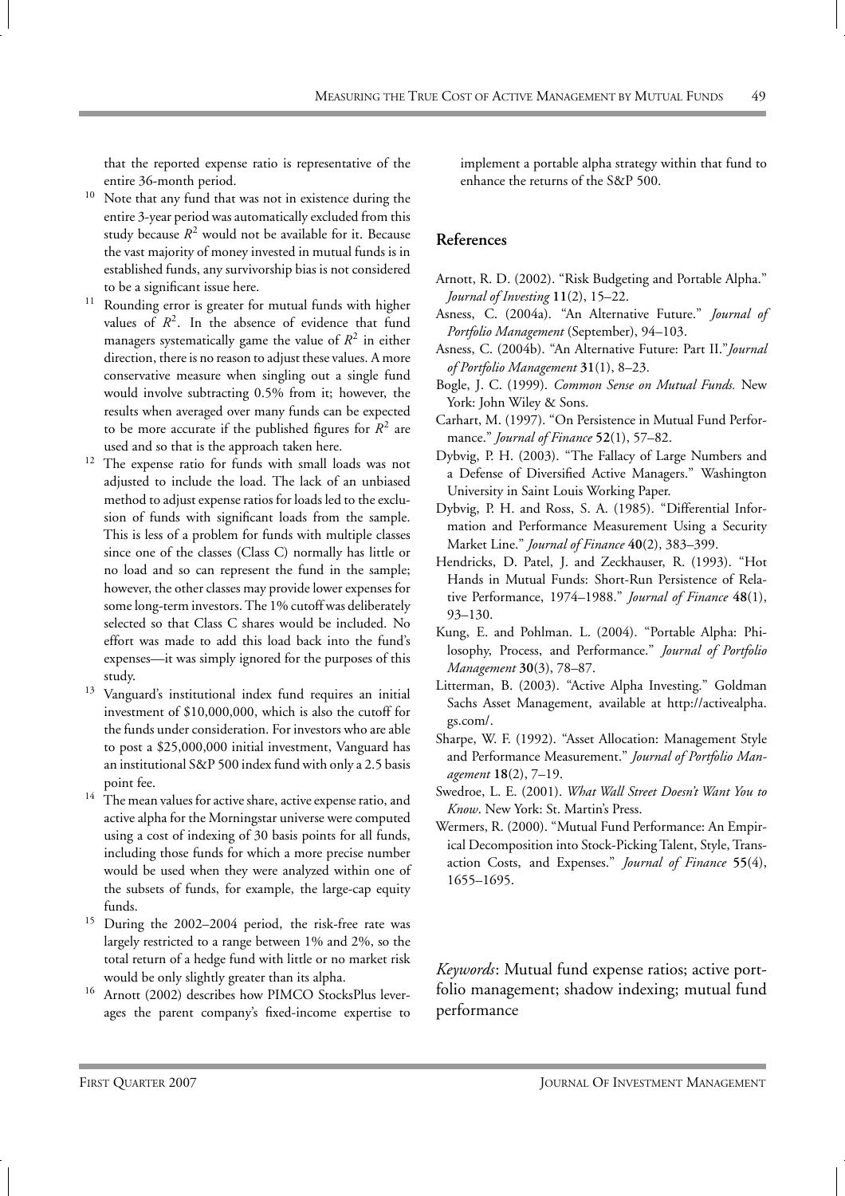that the reported expense ratio is representative of the entire 36-month period.

[10] Note that any fund that was not in existence during the entire 3-year period was automatically excluded from this study because $R^2$ would not be available for it. Because the vast majority of money invested in mutual funds is in established funds, any survivorship bias is not considered to be a significant issue here.

[11] Rounding error is greater for mutual funds with higher values of $R^2$. In the absence of evidence that fund managers systematically game the value of $R^2$ in either direction, there is no reason to adjust these values. A more conservative measure when singling out a single fund would involve subtracting 0.5% from it; however, the results when averaged over many funds can be expected to be more accurate if the published figures for $R^2$ are used and so that is the approach taken here.

[12] The expense ratio for funds with small loads was not adjusted to include the load. The lack of an unbiased method to adjust expense ratios for loads led to the exclusion of funds with significant loads from the sample. This is less of a problem for funds with multiple classes since one of the classes (Class C) normally has little or no load and so can represent the fund in the sample; however, the other classes may provide lower expenses for some long-term investors. The 1% cutoff was deliberately selected so that Class C shares would be included. No effort was made to add this load back into the fund's expenses—it was simply ignored for the purposes of this study.

[13] Vanguard's institutional index fund requires an initial investment of \$10,000,000, which is also the cutoff for the funds under consideration. For investors who are able to post a \$25,000,000 initial investment, Vanguard has an institutional S&P 500 index fund with only a 2.5 basis point fee.

[14] The mean values for active share, active expense ratio, and active alpha for the Morningstar universe were computed using a cost of indexing of 30 basis points for all funds, including those funds for which a more precise number would be used when they were analyzed within one of the subsets of funds, for example, the large-cap equity funds.

[15] During the 2002–2004 period, the risk-free rate was largely restricted to a range between 1% and 2%, so the total return of a hedge fund with little or no market risk would be only slightly greater than its alpha.

[16] Arnott (2002) describes how PIMCO StocksPlus leverages the parent company's fixed-income expertise to implement a portable alpha strategy within that fund to enhance the returns of the S&P 500.

## References

Arnott, R. D. (2002). "Risk Budgeting and Portable Alpha." *Journal of Investing* **11**(2), 15–22.

Asness, C. (2004a). "An Alternative Future." *Journal of Portfolio Management* (September), 94–103.

Asness, C. (2004b). "An Alternative Future: Part II." *Journal of Portfolio Management* **31**(1), 8–23.

Bogle, J. C. (1999). *Common Sense on Mutual Funds.* New York: John Wiley & Sons.

Carhart, M. (1997). "On Persistence in Mutual Fund Performance." *Journal of Finance* **52**(1), 57–82.

Dybvig, P. H. (2003). "The Fallacy of Large Numbers and a Defense of Diversified Active Managers." Washington University in Saint Louis Working Paper.

Dybvig, P. H. and Ross, S. A. (1985). "Differential Information and Performance Measurement Using a Security Market Line." *Journal of Finance* **40**(2), 383–399.

Hendricks, D. Patel, J. and Zeckhauser, R. (1993). "Hot Hands in Mutual Funds: Short-Run Persistence of Relative Performance, 1974–1988." *Journal of Finance* **48**(1), 93–130.

Kung, E. and Pohlman. L. (2004). "Portable Alpha: Philosophy, Process, and Performance." *Journal of Portfolio Management* **30**(3), 78–87.

Litterman, B. (2003). "Active Alpha Investing." Goldman Sachs Asset Management, available at http://activealpha.gs.com/.

Sharpe, W. F. (1992). "Asset Allocation: Management Style and Performance Measurement." *Journal of Portfolio Management* **18**(2), 7–19.

Swedroe, L. E. (2001). *What Wall Street Doesn't Want You to Know*. New York: St. Martin's Press.

Wermers, R. (2000). "Mutual Fund Performance: An Empirical Decomposition into Stock-Picking Talent, Style, Transaction Costs, and Expenses." *Journal of Finance* **55**(4), 1655–1695.

*Keywords*: Mutual fund expense ratios; active portfolio management; shadow indexing; mutual fund performance